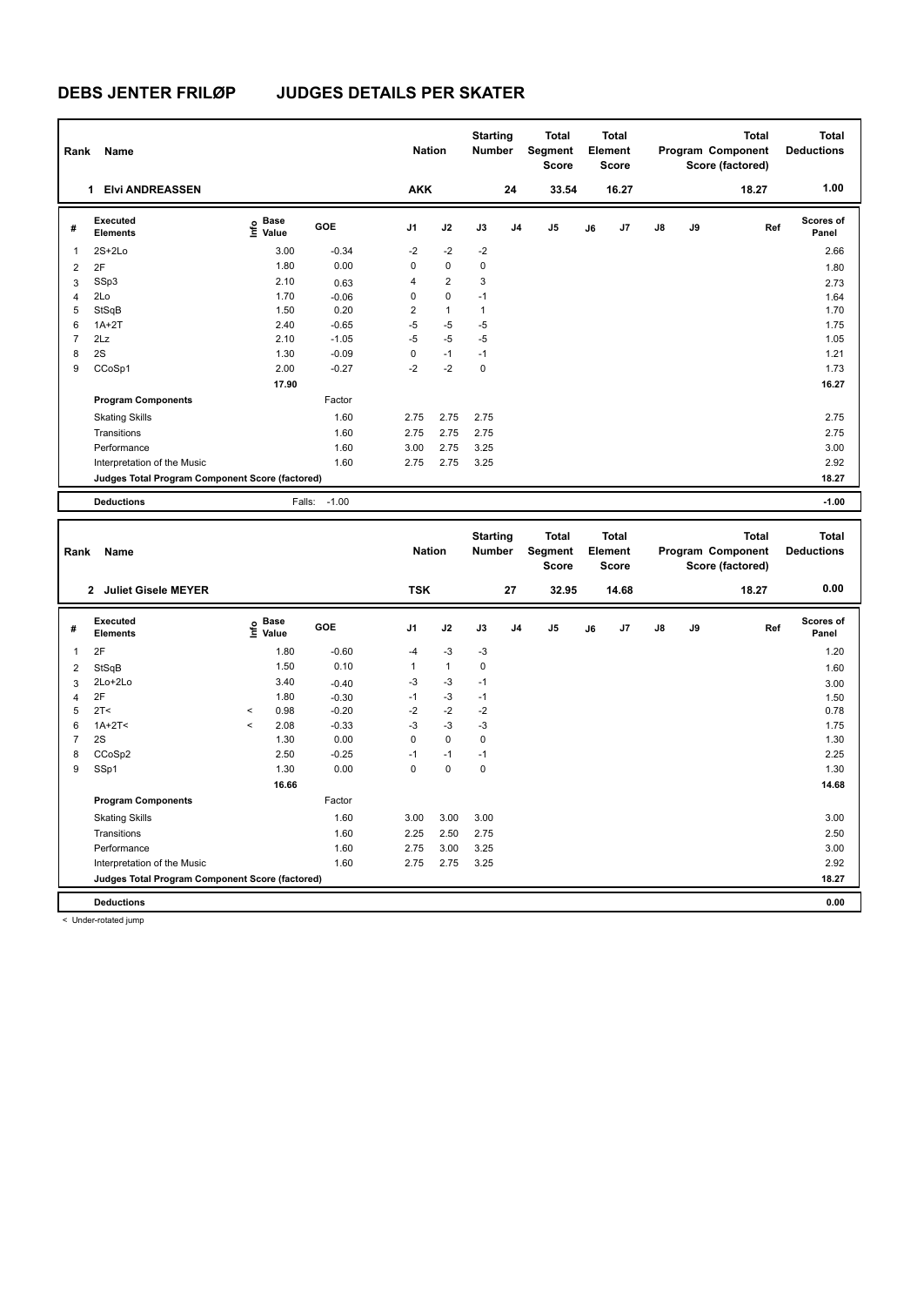# DEBS JENTER FRILØP JUDGES DETAILS PER SKATER

| Rank | Name | Nation | Starting Number | Total Segment Score | Total Element Score | Total Program Component Score (factored) | Total Deductions |
|---|---|---|---|---|---|---|---|
| 1 | Elvi ANDREASSEN | AKK | 24 | 33.54 | 16.27 | 18.27 | 1.00 |

| # | Executed Elements | Info | Base Value | GOE | J1 | J2 | J3 | J4 | J5 | J6 | J7 | J8 | J9 | Ref | Scores of Panel |
|---|---|---|---|---|---|---|---|---|---|---|---|---|---|---|---|
| 1 | 2S+2Lo | | 3.00 | -0.34 | -2 | -2 | -2 | | | | | | | | 2.66 |
| 2 | 2F | | 1.80 | 0.00 | 0 | 0 | 0 | | | | | | | | 1.80 |
| 3 | SSp3 | | 2.10 | 0.63 | 4 | 2 | 3 | | | | | | | | 2.73 |
| 4 | 2Lo | | 1.70 | -0.06 | 0 | 0 | -1 | | | | | | | | 1.64 |
| 5 | StSqB | | 1.50 | 0.20 | 2 | 1 | 1 | | | | | | | | 1.70 |
| 6 | 1A+2T | | 2.40 | -0.65 | -5 | -5 | -5 | | | | | | | | 1.75 |
| 7 | 2Lz | | 2.10 | -1.05 | -5 | -5 | -5 | | | | | | | | 1.05 |
| 8 | 2S | | 1.30 | -0.09 | 0 | -1 | -1 | | | | | | | | 1.21 |
| 9 | CCoSp1 | | 2.00 | -0.27 | -2 | -2 | 0 | | | | | | | | 1.73 |
| | | | 17.90 | | | | | | | | | | | | 16.27 |
| | **Program Components** | | | Factor | | | | | | | | | | | |
| | Skating Skills | | | 1.60 | 2.75 | 2.75 | 2.75 | | | | | | | | 2.75 |
| | Transitions | | | 1.60 | 2.75 | 2.75 | 2.75 | | | | | | | | 2.75 |
| | Performance | | | 1.60 | 3.00 | 2.75 | 3.25 | | | | | | | | 3.00 |
| | Interpretation of the Music | | | 1.60 | 2.75 | 2.75 | 3.25 | | | | | | | | 2.92 |
| | **Judges Total Program Component Score (factored)** | | | | | | | | | | | | | | 18.27 |
| | **Deductions** | | Falls: | -1.00 | | | | | | | | | | | -1.00 |

| Rank | Name | Nation | Starting Number | Total Segment Score | Total Element Score | Total Program Component Score (factored) | Total Deductions |
|---|---|---|---|---|---|---|---|
| 2 | Juliet Gisele MEYER | TSK | 27 | 32.95 | 14.68 | 18.27 | 0.00 |

| # | Executed Elements | Info | Base Value | GOE | J1 | J2 | J3 | J4 | J5 | J6 | J7 | J8 | J9 | Ref | Scores of Panel |
|---|---|---|---|---|---|---|---|---|---|---|---|---|---|---|---|
| 1 | 2F | | 1.80 | -0.60 | -4 | -3 | -3 | | | | | | | | 1.20 |
| 2 | StSqB | | 1.50 | 0.10 | 1 | 1 | 0 | | | | | | | | 1.60 |
| 3 | 2Lo+2Lo | | 3.40 | -0.40 | -3 | -3 | -1 | | | | | | | | 3.00 |
| 4 | 2F | | 1.80 | -0.30 | -1 | -3 | -1 | | | | | | | | 1.50 |
| 5 | 2T< | < | 0.98 | -0.20 | -2 | -2 | -2 | | | | | | | | 0.78 |
| 6 | 1A+2T< | < | 2.08 | -0.33 | -3 | -3 | -3 | | | | | | | | 1.75 |
| 7 | 2S | | 1.30 | 0.00 | 0 | 0 | 0 | | | | | | | | 1.30 |
| 8 | CCoSp2 | | 2.50 | -0.25 | -1 | -1 | -1 | | | | | | | | 2.25 |
| 9 | SSp1 | | 1.30 | 0.00 | 0 | 0 | 0 | | | | | | | | 1.30 |
| | | | 16.66 | | | | | | | | | | | | 14.68 |
| | **Program Components** | | | Factor | | | | | | | | | | | |
| | Skating Skills | | | 1.60 | 3.00 | 3.00 | 3.00 | | | | | | | | 3.00 |
| | Transitions | | | 1.60 | 2.25 | 2.50 | 2.75 | | | | | | | | 2.50 |
| | Performance | | | 1.60 | 2.75 | 3.00 | 3.25 | | | | | | | | 3.00 |
| | Interpretation of the Music | | | 1.60 | 2.75 | 2.75 | 3.25 | | | | | | | | 2.92 |
| | **Judges Total Program Component Score (factored)** | | | | | | | | | | | | | | 18.27 |
| | **Deductions** | | | | | | | | | | | | | | 0.00 |

< Under-rotated jump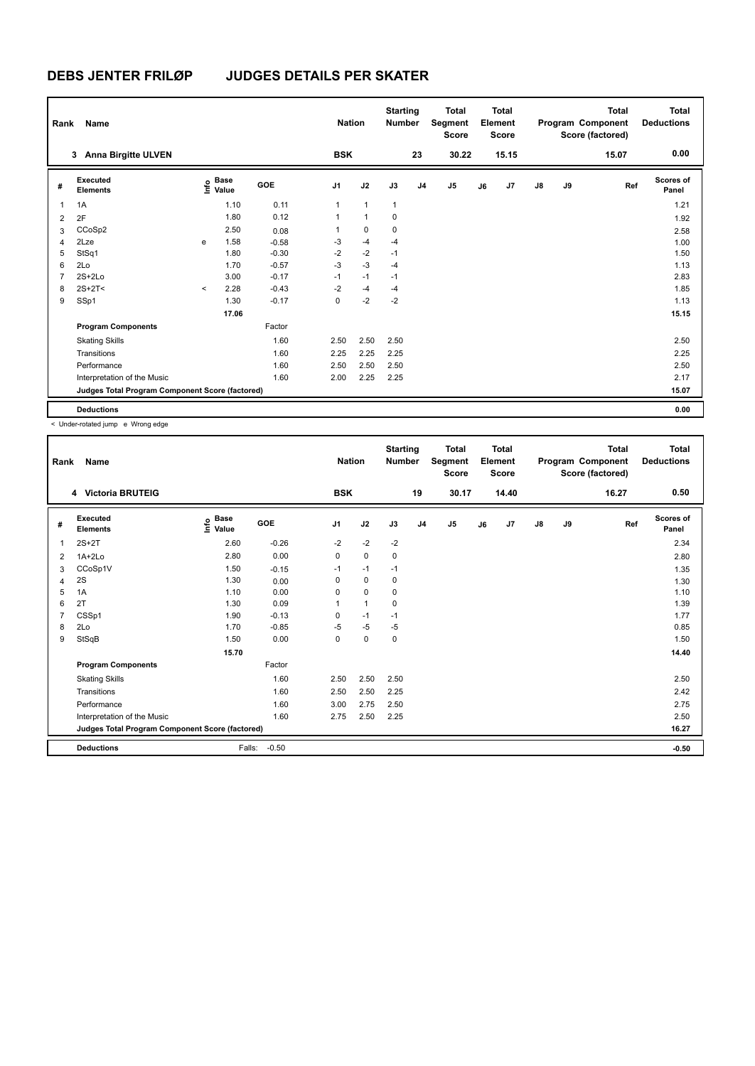# DEBS JENTER FRILØP JUDGES DETAILS PER SKATER

| Rank | Name | Nation | Starting Number | Total Segment Score | Total Element Score | Total Program Component Score (factored) | Total Deductions |
|---|---|---|---|---|---|---|---|
| 3 | Anna Birgitte ULVEN | BSK | 23 | 30.22 | 15.15 | 15.07 | 0.00 |

| # | Executed Elements | Info | Base Value | GOE | J1 | J2 | J3 | J4 | J5 | J6 | J7 | J8 | J9 | Ref | Scores of Panel |
|---|---|---|---|---|---|---|---|---|---|---|---|---|---|---|---|
| 1 | 1A | | 1.10 | 0.11 | 1 | 1 | 1 | | | | | | | | 1.21 |
| 2 | 2F | | 1.80 | 0.12 | 1 | 1 | 0 | | | | | | | | 1.92 |
| 3 | CCoSp2 | | 2.50 | 0.08 | 1 | 0 | 0 | | | | | | | | 2.58 |
| 4 | 2Lze | e | 1.58 | -0.58 | -3 | -4 | -4 | | | | | | | | 1.00 |
| 5 | StSq1 | | 1.80 | -0.30 | -2 | -2 | -1 | | | | | | | | 1.50 |
| 6 | 2Lo | | 1.70 | -0.57 | -3 | -3 | -4 | | | | | | | | 1.13 |
| 7 | 2S+2Lo | | 3.00 | -0.17 | -1 | -1 | -1 | | | | | | | | 2.83 |
| 8 | 2S+2T< | < | 2.28 | -0.43 | -2 | -4 | -4 | | | | | | | | 1.85 |
| 9 | SSp1 | | 1.30 | -0.17 | 0 | -2 | -2 | | | | | | | | 1.13 |
| | | | 17.06 | | | | | | | | | | | | 15.15 |
| | **Program Components** | | | Factor | | | | | | | | | | | |
| | Skating Skills | | | 1.60 | 2.50 | 2.50 | 2.50 | | | | | | | | 2.50 |
| | Transitions | | | 1.60 | 2.25 | 2.25 | 2.25 | | | | | | | | 2.25 |
| | Performance | | | 1.60 | 2.50 | 2.50 | 2.50 | | | | | | | | 2.50 |
| | Interpretation of the Music | | | 1.60 | 2.00 | 2.25 | 2.25 | | | | | | | | 2.17 |
| | **Judges Total Program Component Score (factored)** | | | | | | | | | | | | | | 15.07 |
| | **Deductions** | | | | | | | | | | | | | | 0.00 |

< Under-rotated jump e Wrong edge

| Rank | Name | Nation | Starting Number | Total Segment Score | Total Element Score | Total Program Component Score (factored) | Total Deductions |
|---|---|---|---|---|---|---|---|
| 4 | Victoria BRUTEIG | BSK | 19 | 30.17 | 14.40 | 16.27 | 0.50 |

| # | Executed Elements | Info | Base Value | GOE | J1 | J2 | J3 | J4 | J5 | J6 | J7 | J8 | J9 | Ref | Scores of Panel |
|---|---|---|---|---|---|---|---|---|---|---|---|---|---|---|---|
| 1 | 2S+2T | | 2.60 | -0.26 | -2 | -2 | -2 | | | | | | | | 2.34 |
| 2 | 1A+2Lo | | 2.80 | 0.00 | 0 | 0 | 0 | | | | | | | | 2.80 |
| 3 | CCoSp1V | | 1.50 | -0.15 | -1 | -1 | -1 | | | | | | | | 1.35 |
| 4 | 2S | | 1.30 | 0.00 | 0 | 0 | 0 | | | | | | | | 1.30 |
| 5 | 1A | | 1.10 | 0.00 | 0 | 0 | 0 | | | | | | | | 1.10 |
| 6 | 2T | | 1.30 | 0.09 | 1 | 1 | 0 | | | | | | | | 1.39 |
| 7 | CSSp1 | | 1.90 | -0.13 | 0 | -1 | -1 | | | | | | | | 1.77 |
| 8 | 2Lo | | 1.70 | -0.85 | -5 | -5 | -5 | | | | | | | | 0.85 |
| 9 | StSqB | | 1.50 | 0.00 | 0 | 0 | 0 | | | | | | | | 1.50 |
| | | | 15.70 | | | | | | | | | | | | 14.40 |
| | **Program Components** | | | Factor | | | | | | | | | | | |
| | Skating Skills | | | 1.60 | 2.50 | 2.50 | 2.50 | | | | | | | | 2.50 |
| | Transitions | | | 1.60 | 2.50 | 2.50 | 2.25 | | | | | | | | 2.42 |
| | Performance | | | 1.60 | 3.00 | 2.75 | 2.50 | | | | | | | | 2.75 |
| | Interpretation of the Music | | | 1.60 | 2.75 | 2.50 | 2.25 | | | | | | | | 2.50 |
| | **Judges Total Program Component Score (factored)** | | | | | | | | | | | | | | 16.27 |
| | **Deductions** | | Falls: | -0.50 | | | | | | | | | | | -0.50 |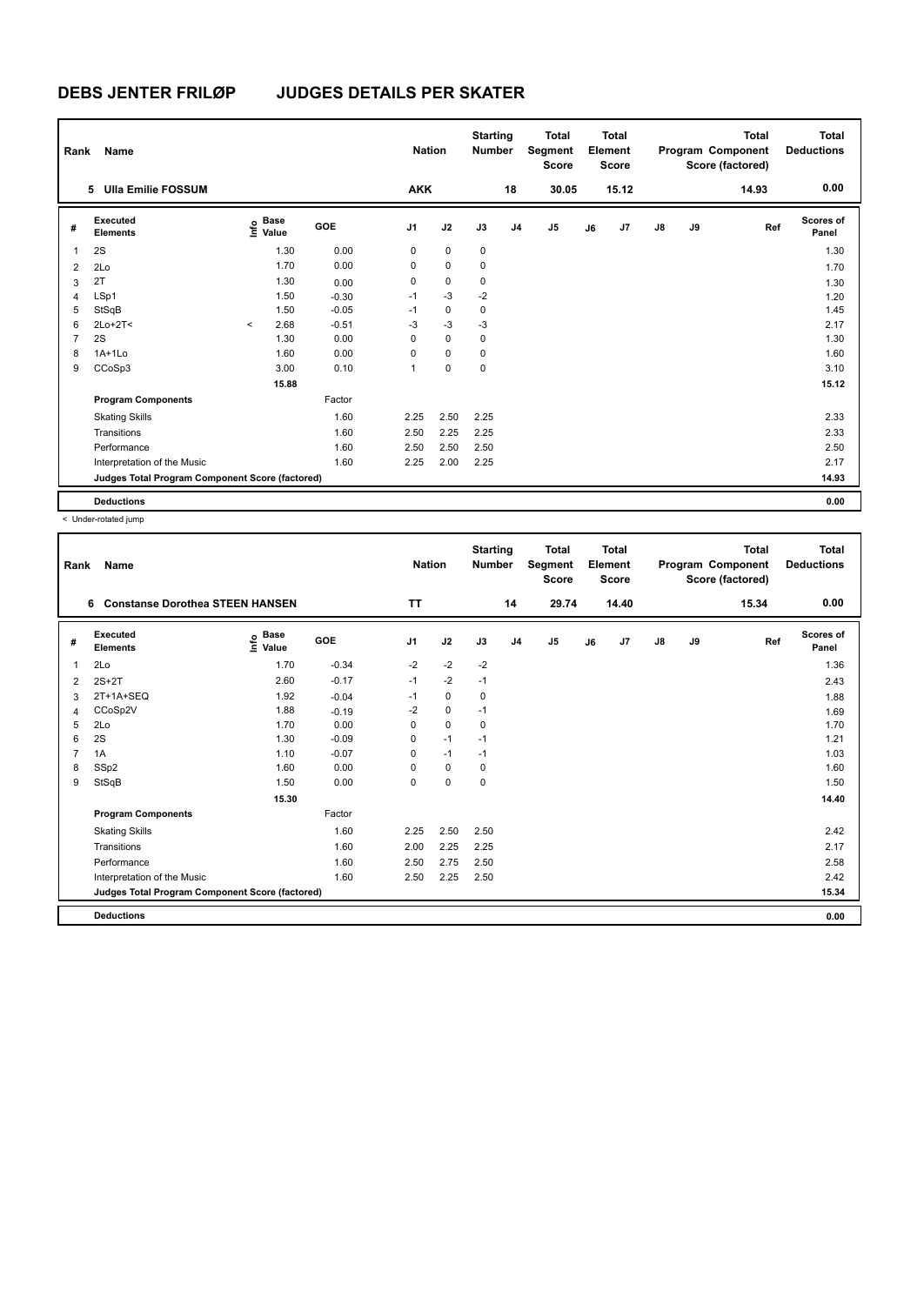# DEBS JENTER FRILØP JUDGES DETAILS PER SKATER

| Rank | Name | Nation | Starting Number | Total Segment Score | Total Element Score | Total Program Component Score (factored) | Total Deductions |
|---|---|---|---|---|---|---|---|
| 5 | Ulla Emilie FOSSUM | AKK | 18 | 30.05 | 15.12 | 14.93 | 0.00 |

| # | Executed Elements | Info | Base Value | GOE | J1 | J2 | J3 | J4 | J5 | J6 | J7 | J8 | J9 | Ref | Scores of Panel |
|---|---|---|---|---|---|---|---|---|---|---|---|---|---|---|---|
| 1 | 2S | | 1.30 | 0.00 | 0 | 0 | 0 | | | | | | | | 1.30 |
| 2 | 2Lo | | 1.70 | 0.00 | 0 | 0 | 0 | | | | | | | | 1.70 |
| 3 | 2T | | 1.30 | 0.00 | 0 | 0 | 0 | | | | | | | | 1.30 |
| 4 | LSp1 | | 1.50 | -0.30 | -1 | -3 | -2 | | | | | | | | 1.20 |
| 5 | StSqB | | 1.50 | -0.05 | -1 | 0 | 0 | | | | | | | | 1.45 |
| 6 | 2Lo+2T< | < | 2.68 | -0.51 | -3 | -3 | -3 | | | | | | | | 2.17 |
| 7 | 2S | | 1.30 | 0.00 | 0 | 0 | 0 | | | | | | | | 1.30 |
| 8 | 1A+1Lo | | 1.60 | 0.00 | 0 | 0 | 0 | | | | | | | | 1.60 |
| 9 | CCoSp3 | | 3.00 | 0.10 | 1 | 0 | 0 | | | | | | | | 3.10 |
| | | | 15.88 | | | | | | | | | | | | 15.12 |
| | **Program Components** | | | Factor | | | | | | | | | | | |
| | Skating Skills | | | 1.60 | 2.25 | 2.50 | 2.25 | | | | | | | | 2.33 |
| | Transitions | | | 1.60 | 2.50 | 2.25 | 2.25 | | | | | | | | 2.33 |
| | Performance | | | 1.60 | 2.50 | 2.50 | 2.50 | | | | | | | | 2.50 |
| | Interpretation of the Music | | | 1.60 | 2.25 | 2.00 | 2.25 | | | | | | | | 2.17 |
| | Judges Total Program Component Score (factored) | | | | | | | | | | | | | | 14.93 |
| | **Deductions** | | | | | | | | | | | | | | 0.00 |

< Under-rotated jump

| Rank | Name | Nation | Starting Number | Total Segment Score | Total Element Score | Total Program Component Score (factored) | Total Deductions |
|---|---|---|---|---|---|---|---|
| 6 | Constanse Dorothea STEEN HANSEN | TT | 14 | 29.74 | 14.40 | 15.34 | 0.00 |

| # | Executed Elements | Info | Base Value | GOE | J1 | J2 | J3 | J4 | J5 | J6 | J7 | J8 | J9 | Ref | Scores of Panel |
|---|---|---|---|---|---|---|---|---|---|---|---|---|---|---|---|
| 1 | 2Lo | | 1.70 | -0.34 | -2 | -2 | -2 | | | | | | | | 1.36 |
| 2 | 2S+2T | | 2.60 | -0.17 | -1 | -2 | -1 | | | | | | | | 2.43 |
| 3 | 2T+1A+SEQ | | 1.92 | -0.04 | -1 | 0 | 0 | | | | | | | | 1.88 |
| 4 | CCoSp2V | | 1.88 | -0.19 | -2 | 0 | -1 | | | | | | | | 1.69 |
| 5 | 2Lo | | 1.70 | 0.00 | 0 | 0 | 0 | | | | | | | | 1.70 |
| 6 | 2S | | 1.30 | -0.09 | 0 | -1 | -1 | | | | | | | | 1.21 |
| 7 | 1A | | 1.10 | -0.07 | 0 | -1 | -1 | | | | | | | | 1.03 |
| 8 | SSp2 | | 1.60 | 0.00 | 0 | 0 | 0 | | | | | | | | 1.60 |
| 9 | StSqB | | 1.50 | 0.00 | 0 | 0 | 0 | | | | | | | | 1.50 |
| | | | 15.30 | | | | | | | | | | | | 14.40 |
| | **Program Components** | | | Factor | | | | | | | | | | | |
| | Skating Skills | | | 1.60 | 2.25 | 2.50 | 2.50 | | | | | | | | 2.42 |
| | Transitions | | | 1.60 | 2.00 | 2.25 | 2.25 | | | | | | | | 2.17 |
| | Performance | | | 1.60 | 2.50 | 2.75 | 2.50 | | | | | | | | 2.58 |
| | Interpretation of the Music | | | 1.60 | 2.50 | 2.25 | 2.50 | | | | | | | | 2.42 |
| | Judges Total Program Component Score (factored) | | | | | | | | | | | | | | 15.34 |
| | **Deductions** | | | | | | | | | | | | | | 0.00 |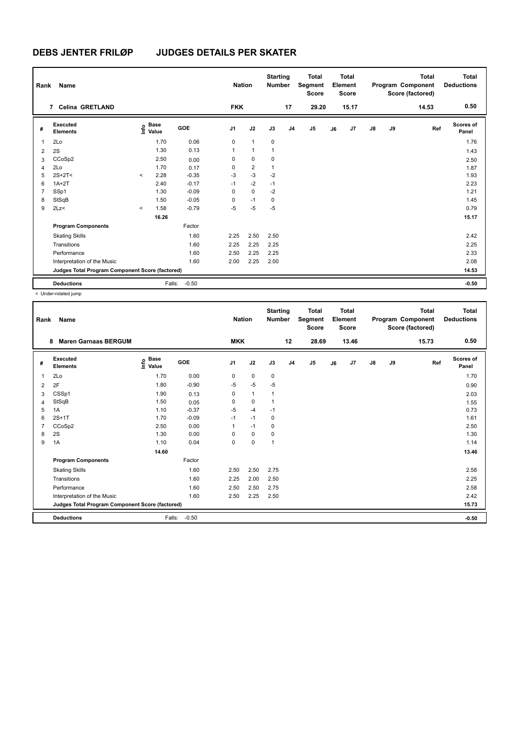# DEBS JENTER FRILØP JUDGES DETAILS PER SKATER

| Rank | Name | Nation | Starting Number | Total Segment Score | Total Element Score | Total Program Component Score (factored) | Total Deductions |
|---|---|---|---|---|---|---|---|
| 7 | Celina GRETLAND | FKK | 17 | 29.20 | 15.17 | 14.53 | 0.50 |

| # | Executed Elements | Info | Base Value | GOE | J1 | J2 | J3 | J4 | J5 | J6 | J7 | J8 | J9 | Ref | Scores of Panel |
|---|---|---|---|---|---|---|---|---|---|---|---|---|---|---|---|
| 1 | 2Lo | | 1.70 | 0.06 | 0 | 1 | 0 | | | | | | | | 1.76 |
| 2 | 2S | | 1.30 | 0.13 | 1 | 1 | 1 | | | | | | | | 1.43 |
| 3 | CCoSp2 | | 2.50 | 0.00 | 0 | 0 | 0 | | | | | | | | 2.50 |
| 4 | 2Lo | | 1.70 | 0.17 | 0 | 2 | 1 | | | | | | | | 1.87 |
| 5 | 2S+2T< | < | 2.28 | -0.35 | -3 | -3 | -2 | | | | | | | | 1.93 |
| 6 | 1A+2T | | 2.40 | -0.17 | -1 | -2 | -1 | | | | | | | | 2.23 |
| 7 | SSp1 | | 1.30 | -0.09 | 0 | 0 | -2 | | | | | | | | 1.21 |
| 8 | StSqB | | 1.50 | -0.05 | 0 | -1 | 0 | | | | | | | | 1.45 |
| 9 | 2Lz< | < | 1.58 | -0.79 | -5 | -5 | -5 | | | | | | | | 0.79 |
| | | | 16.26 | | | | | | | | | | | | 15.17 |
| | **Program Components** | | | Factor | | | | | | | | | | | |
| | Skating Skills | | | 1.60 | 2.25 | 2.50 | 2.50 | | | | | | | | 2.42 |
| | Transitions | | | 1.60 | 2.25 | 2.25 | 2.25 | | | | | | | | 2.25 |
| | Performance | | | 1.60 | 2.50 | 2.25 | 2.25 | | | | | | | | 2.33 |
| | Interpretation of the Music | | | 1.60 | 2.00 | 2.25 | 2.00 | | | | | | | | 2.08 |
| | **Judges Total Program Component Score (factored)** | | | | | | | | | | | | | | 14.53 |
| | **Deductions** | | Falls: | -0.50 | | | | | | | | | | | -0.50 |

< Under-rotated jump

| Rank | Name | Nation | Starting Number | Total Segment Score | Total Element Score | Total Program Component Score (factored) | Total Deductions |
|---|---|---|---|---|---|---|---|
| 8 | Maren Garnaas BERGUM | MKK | 12 | 28.69 | 13.46 | 15.73 | 0.50 |

| # | Executed Elements | Info | Base Value | GOE | J1 | J2 | J3 | J4 | J5 | J6 | J7 | J8 | J9 | Ref | Scores of Panel |
|---|---|---|---|---|---|---|---|---|---|---|---|---|---|---|---|
| 1 | 2Lo | | 1.70 | 0.00 | 0 | 0 | 0 | | | | | | | | 1.70 |
| 2 | 2F | | 1.80 | -0.90 | -5 | -5 | -5 | | | | | | | | 0.90 |
| 3 | CSSp1 | | 1.90 | 0.13 | 0 | 1 | 1 | | | | | | | | 2.03 |
| 4 | StSqB | | 1.50 | 0.05 | 0 | 0 | 1 | | | | | | | | 1.55 |
| 5 | 1A | | 1.10 | -0.37 | -5 | -4 | -1 | | | | | | | | 0.73 |
| 6 | 2S+1T | | 1.70 | -0.09 | -1 | -1 | 0 | | | | | | | | 1.61 |
| 7 | CCoSp2 | | 2.50 | 0.00 | 1 | -1 | 0 | | | | | | | | 2.50 |
| 8 | 2S | | 1.30 | 0.00 | 0 | 0 | 0 | | | | | | | | 1.30 |
| 9 | 1A | | 1.10 | 0.04 | 0 | 0 | 1 | | | | | | | | 1.14 |
| | | | 14.60 | | | | | | | | | | | | 13.46 |
| | **Program Components** | | | Factor | | | | | | | | | | | |
| | Skating Skills | | | 1.60 | 2.50 | 2.50 | 2.75 | | | | | | | | 2.58 |
| | Transitions | | | 1.60 | 2.25 | 2.00 | 2.50 | | | | | | | | 2.25 |
| | Performance | | | 1.60 | 2.50 | 2.50 | 2.75 | | | | | | | | 2.58 |
| | Interpretation of the Music | | | 1.60 | 2.50 | 2.25 | 2.50 | | | | | | | | 2.42 |
| | **Judges Total Program Component Score (factored)** | | | | | | | | | | | | | | 15.73 |
| | **Deductions** | | Falls: | -0.50 | | | | | | | | | | | -0.50 |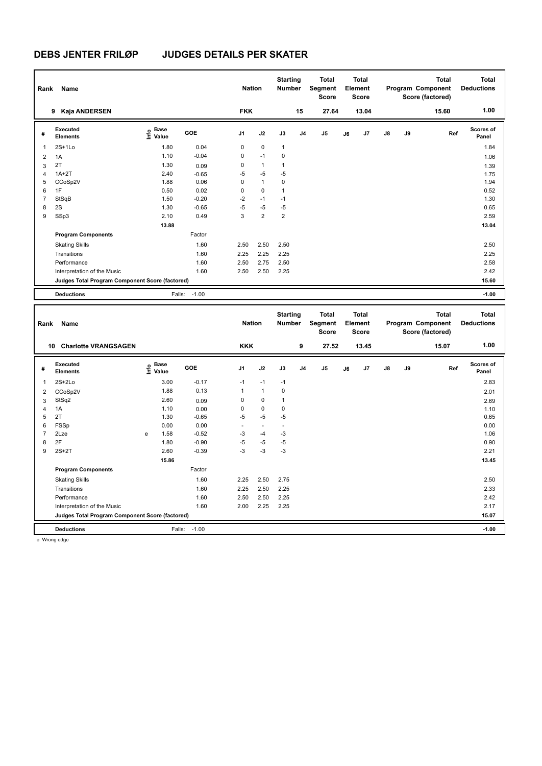# DEBS JENTER FRILØP JUDGES DETAILS PER SKATER

| Rank | Name | Nation | Starting Number | Total Segment Score | Total Element Score | Total Program Component Score (factored) | Total Deductions |
|---|---|---|---|---|---|---|---|
| 9 | Kaja ANDERSEN | FKK | 15 | 27.64 | 13.04 | 15.60 | 1.00 |

| # | Executed Elements | Info | Base Value | GOE | J1 | J2 | J3 | J4 | J5 | J6 | J7 | J8 | J9 | Ref | Scores of Panel |
|---|---|---|---|---|---|---|---|---|---|---|---|---|---|---|---|
| 1 | 2S+1Lo | | 1.80 | 0.04 | 0 | 0 | 1 | | | | | | | | 1.84 |
| 2 | 1A | | 1.10 | -0.04 | 0 | -1 | 0 | | | | | | | | 1.06 |
| 3 | 2T | | 1.30 | 0.09 | 0 | 1 | 1 | | | | | | | | 1.39 |
| 4 | 1A+2T | | 2.40 | -0.65 | -5 | -5 | -5 | | | | | | | | 1.75 |
| 5 | CCoSp2V | | 1.88 | 0.06 | 0 | 1 | 0 | | | | | | | | 1.94 |
| 6 | 1F | | 0.50 | 0.02 | 0 | 0 | 1 | | | | | | | | 0.52 |
| 7 | StSqB | | 1.50 | -0.20 | -2 | -1 | -1 | | | | | | | | 1.30 |
| 8 | 2S | | 1.30 | -0.65 | -5 | -5 | -5 | | | | | | | | 0.65 |
| 9 | SSp3 | | 2.10 | 0.49 | 3 | 2 | 2 | | | | | | | | 2.59 |
| | | | 13.88 | | | | | | | | | | | | 13.04 |
| | **Program Components** | | | Factor | | | | | | | | | | | |
| | Skating Skills | | | 1.60 | 2.50 | 2.50 | 2.50 | | | | | | | | 2.50 |
| | Transitions | | | 1.60 | 2.25 | 2.25 | 2.25 | | | | | | | | 2.25 |
| | Performance | | | 1.60 | 2.50 | 2.75 | 2.50 | | | | | | | | 2.58 |
| | Interpretation of the Music | | | 1.60 | 2.50 | 2.50 | 2.25 | | | | | | | | 2.42 |
| | **Judges Total Program Component Score (factored)** | | | | | | | | | | | | | | 15.60 |
| | **Deductions** | | Falls: | -1.00 | | | | | | | | | | | -1.00 |

| Rank | Name | Nation | Starting Number | Total Segment Score | Total Element Score | Total Program Component Score (factored) | Total Deductions |
|---|---|---|---|---|---|---|---|
| 10 | Charlotte VRANGSAGEN | KKK | 9 | 27.52 | 13.45 | 15.07 | 1.00 |

| # | Executed Elements | Info | Base Value | GOE | J1 | J2 | J3 | J4 | J5 | J6 | J7 | J8 | J9 | Ref | Scores of Panel |
|---|---|---|---|---|---|---|---|---|---|---|---|---|---|---|---|
| 1 | 2S+2Lo | | 3.00 | -0.17 | -1 | -1 | -1 | | | | | | | | 2.83 |
| 2 | CCoSp2V | | 1.88 | 0.13 | 1 | 1 | 0 | | | | | | | | 2.01 |
| 3 | StSq2 | | 2.60 | 0.09 | 0 | 0 | 1 | | | | | | | | 2.69 |
| 4 | 1A | | 1.10 | 0.00 | 0 | 0 | 0 | | | | | | | | 1.10 |
| 5 | 2T | | 1.30 | -0.65 | -5 | -5 | -5 | | | | | | | | 0.65 |
| 6 | FSSp | | 0.00 | 0.00 | - | - | - | | | | | | | | 0.00 |
| 7 | 2Lze | e | 1.58 | -0.52 | -3 | -4 | -3 | | | | | | | | 1.06 |
| 8 | 2F | | 1.80 | -0.90 | -5 | -5 | -5 | | | | | | | | 0.90 |
| 9 | 2S+2T | | 2.60 | -0.39 | -3 | -3 | -3 | | | | | | | | 2.21 |
| | | | 15.86 | | | | | | | | | | | | 13.45 |
| | **Program Components** | | | Factor | | | | | | | | | | | |
| | Skating Skills | | | 1.60 | 2.25 | 2.50 | 2.75 | | | | | | | | 2.50 |
| | Transitions | | | 1.60 | 2.25 | 2.50 | 2.25 | | | | | | | | 2.33 |
| | Performance | | | 1.60 | 2.50 | 2.50 | 2.25 | | | | | | | | 2.42 |
| | Interpretation of the Music | | | 1.60 | 2.00 | 2.25 | 2.25 | | | | | | | | 2.17 |
| | **Judges Total Program Component Score (factored)** | | | | | | | | | | | | | | 15.07 |
| | **Deductions** | | Falls: | -1.00 | | | | | | | | | | | -1.00 |

e Wrong edge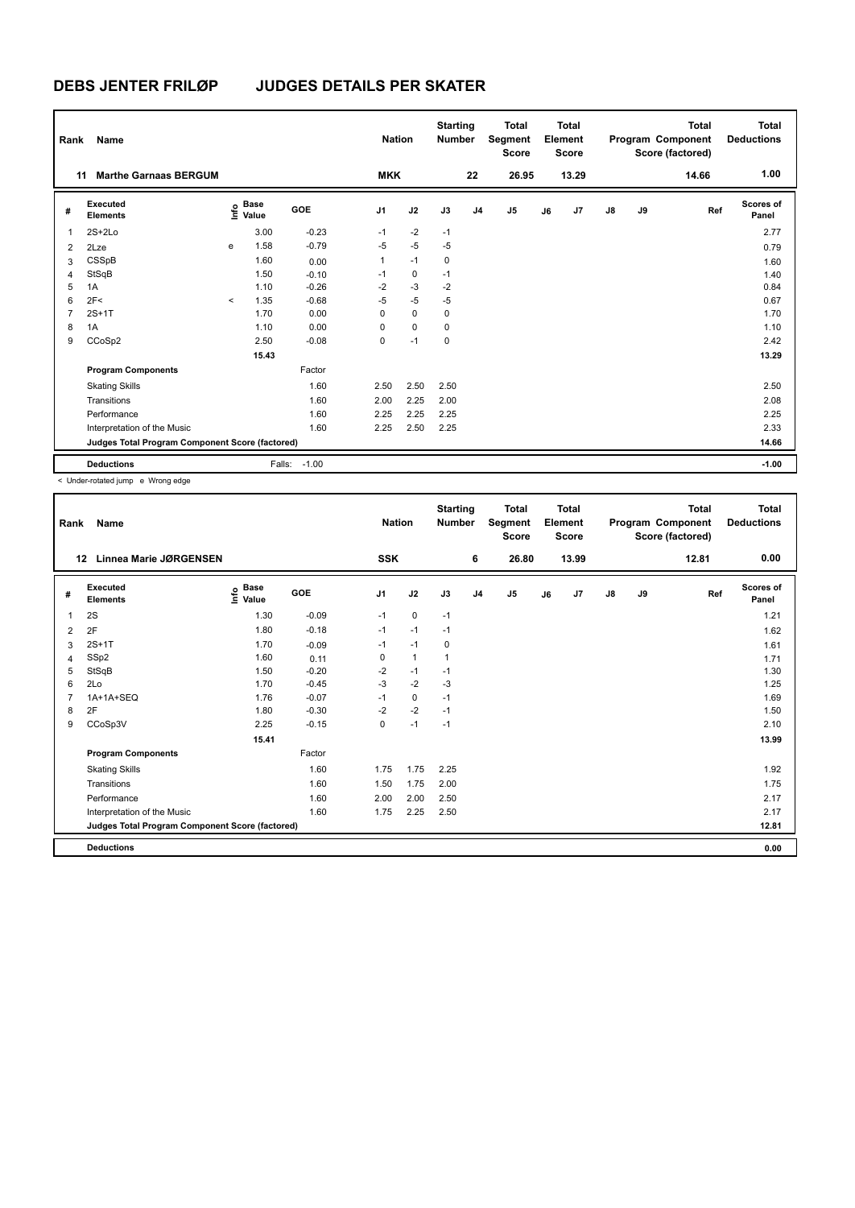# DEBS JENTER FRILØP JUDGES DETAILS PER SKATER

| Rank | Name | Nation | Starting Number | Total Segment Score | Total Element Score | Total Program Component Score (factored) | Total Deductions |
|---|---|---|---|---|---|---|---|
| 11 | Marthe Garnaas BERGUM | MKK | 22 | 26.95 | 13.29 | 14.66 | 1.00 |

| # | Executed Elements | Info | Base Value | GOE | J1 | J2 | J3 | J4 | J5 | J6 | J7 | J8 | J9 | Ref | Scores of Panel |
|---|---|---|---|---|---|---|---|---|---|---|---|---|---|---|---|
| 1 | 2S+2Lo | | 3.00 | -0.23 | -1 | -2 | -1 | | | | | | | | 2.77 |
| 2 | 2Lze | e | 1.58 | -0.79 | -5 | -5 | -5 | | | | | | | | 0.79 |
| 3 | CSSpB | | 1.60 | 0.00 | 1 | -1 | 0 | | | | | | | | 1.60 |
| 4 | StSqB | | 1.50 | -0.10 | -1 | 0 | -1 | | | | | | | | 1.40 |
| 5 | 1A | | 1.10 | -0.26 | -2 | -3 | -2 | | | | | | | | 0.84 |
| 6 | 2F< | < | 1.35 | -0.68 | -5 | -5 | -5 | | | | | | | | 0.67 |
| 7 | 2S+1T | | 1.70 | 0.00 | 0 | 0 | 0 | | | | | | | | 1.70 |
| 8 | 1A | | 1.10 | 0.00 | 0 | 0 | 0 | | | | | | | | 1.10 |
| 9 | CCoSp2 | | 2.50 | -0.08 | 0 | -1 | 0 | | | | | | | | 2.42 |
| | | | 15.43 | | | | | | | | | | | | 13.29 |
| | **Program Components** | | | Factor | | | | | | | | | | | |
| | Skating Skills | | | 1.60 | 2.50 | 2.50 | 2.50 | | | | | | | | 2.50 |
| | Transitions | | | 1.60 | 2.00 | 2.25 | 2.00 | | | | | | | | 2.08 |
| | Performance | | | 1.60 | 2.25 | 2.25 | 2.25 | | | | | | | | 2.25 |
| | Interpretation of the Music | | | 1.60 | 2.25 | 2.50 | 2.25 | | | | | | | | 2.33 |
| | **Judges Total Program Component Score (factored)** | | | | | | | | | | | | | | 14.66 |
| | **Deductions** | | Falls: | -1.00 | | | | | | | | | | | -1.00 |

< Under-rotated jump e Wrong edge

| Rank | Name | Nation | Starting Number | Total Segment Score | Total Element Score | Total Program Component Score (factored) | Total Deductions |
|---|---|---|---|---|---|---|---|
| 12 | Linnea Marie JØRGENSEN | SSK | 6 | 26.80 | 13.99 | 12.81 | 0.00 |

| # | Executed Elements | Info | Base Value | GOE | J1 | J2 | J3 | J4 | J5 | J6 | J7 | J8 | J9 | Ref | Scores of Panel |
|---|---|---|---|---|---|---|---|---|---|---|---|---|---|---|---|
| 1 | 2S | | 1.30 | -0.09 | -1 | 0 | -1 | | | | | | | | 1.21 |
| 2 | 2F | | 1.80 | -0.18 | -1 | -1 | -1 | | | | | | | | 1.62 |
| 3 | 2S+1T | | 1.70 | -0.09 | -1 | -1 | 0 | | | | | | | | 1.61 |
| 4 | SSp2 | | 1.60 | 0.11 | 0 | 1 | 1 | | | | | | | | 1.71 |
| 5 | StSqB | | 1.50 | -0.20 | -2 | -1 | -1 | | | | | | | | 1.30 |
| 6 | 2Lo | | 1.70 | -0.45 | -3 | -2 | -3 | | | | | | | | 1.25 |
| 7 | 1A+1A+SEQ | | 1.76 | -0.07 | -1 | 0 | -1 | | | | | | | | 1.69 |
| 8 | 2F | | 1.80 | -0.30 | -2 | -2 | -1 | | | | | | | | 1.50 |
| 9 | CCoSp3V | | 2.25 | -0.15 | 0 | -1 | -1 | | | | | | | | 2.10 |
| | | | 15.41 | | | | | | | | | | | | 13.99 |
| | **Program Components** | | | Factor | | | | | | | | | | | |
| | Skating Skills | | | 1.60 | 1.75 | 1.75 | 2.25 | | | | | | | | 1.92 |
| | Transitions | | | 1.60 | 1.50 | 1.75 | 2.00 | | | | | | | | 1.75 |
| | Performance | | | 1.60 | 2.00 | 2.00 | 2.50 | | | | | | | | 2.17 |
| | Interpretation of the Music | | | 1.60 | 1.75 | 2.25 | 2.50 | | | | | | | | 2.17 |
| | **Judges Total Program Component Score (factored)** | | | | | | | | | | | | | | 12.81 |
| | **Deductions** | | | | | | | | | | | | | | 0.00 |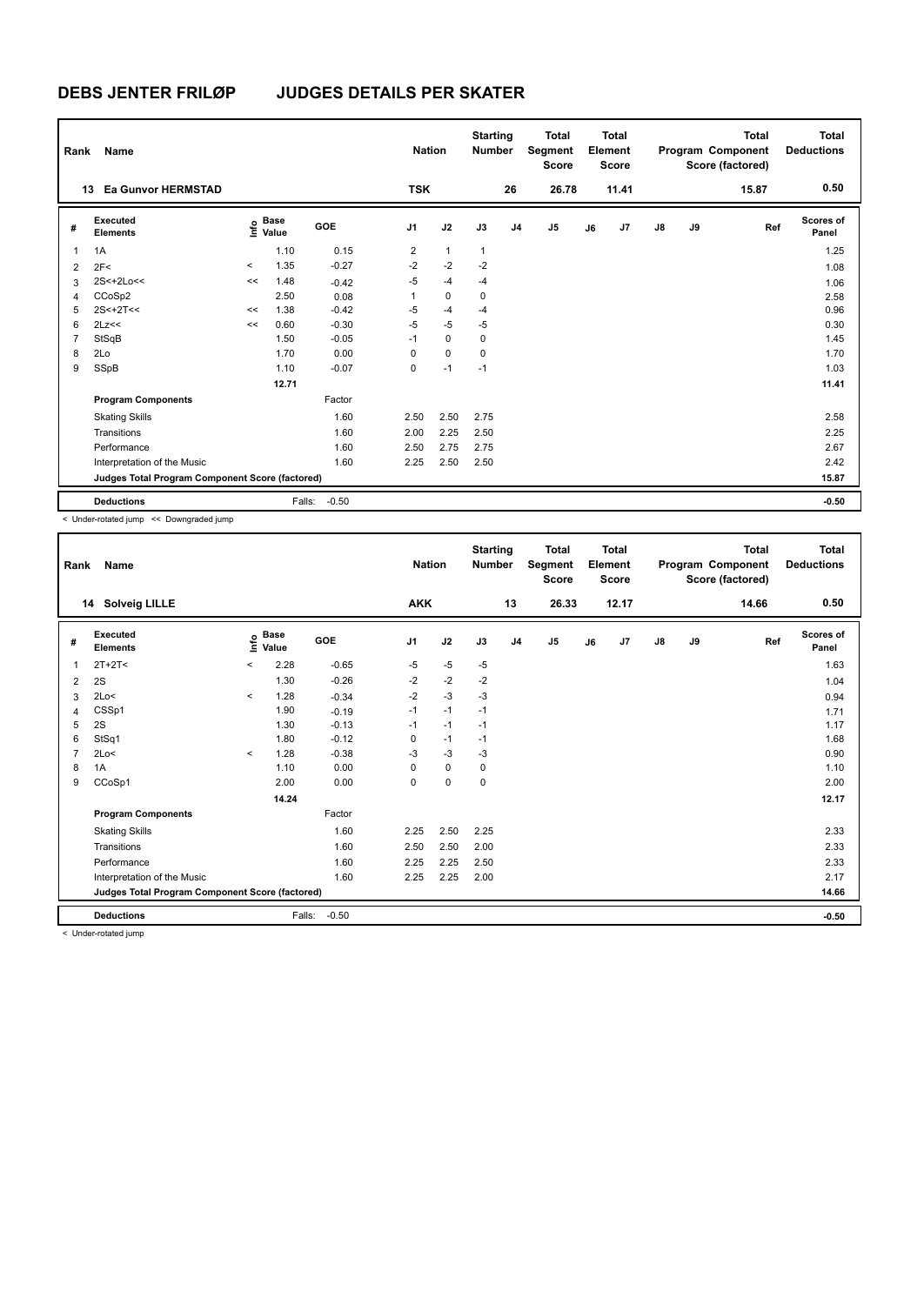# DEBS JENTER FRILØP JUDGES DETAILS PER SKATER

| Rank | Name | Nation | Starting Number | Total Segment Score | Total Element Score | Total Program Component Score (factored) | Total Deductions |
|---|---|---|---|---|---|---|---|
| 13 | Ea Gunvor HERMSTAD | TSK | 26 | 26.78 | 11.41 | 15.87 | 0.50 |

| # | Executed Elements | Info | Base Value | GOE | J1 | J2 | J3 | J4 | J5 | J6 | J7 | J8 | J9 | Ref | Scores of Panel |
|---|---|---|---|---|---|---|---|---|---|---|---|---|---|---|---|
| 1 | 1A | | 1.10 | 0.15 | 2 | 1 | 1 | | | | | | | | 1.25 |
| 2 | 2F< | < | 1.35 | -0.27 | -2 | -2 | -2 | | | | | | | | 1.08 |
| 3 | 2S<+2Lo<< | << | 1.48 | -0.42 | -5 | -4 | -4 | | | | | | | | 1.06 |
| 4 | CCoSp2 | | 2.50 | 0.08 | 1 | 0 | 0 | | | | | | | | 2.58 |
| 5 | 2S<+2T<< | << | 1.38 | -0.42 | -5 | -4 | -4 | | | | | | | | 0.96 |
| 6 | 2Lz<< | << | 0.60 | -0.30 | -5 | -5 | -5 | | | | | | | | 0.30 |
| 7 | StSqB | | 1.50 | -0.05 | -1 | 0 | 0 | | | | | | | | 1.45 |
| 8 | 2Lo | | 1.70 | 0.00 | 0 | 0 | 0 | | | | | | | | 1.70 |
| 9 | SSpB | | 1.10 | -0.07 | 0 | -1 | -1 | | | | | | | | 1.03 |
| | | | 12.71 | | | | | | | | | | | | 11.41 |
| | **Program Components** | | | Factor | | | | | | | | | | | |
| | Skating Skills | | | 1.60 | 2.50 | 2.50 | 2.75 | | | | | | | | 2.58 |
| | Transitions | | | 1.60 | 2.00 | 2.25 | 2.50 | | | | | | | | 2.25 |
| | Performance | | | 1.60 | 2.50 | 2.75 | 2.75 | | | | | | | | 2.67 |
| | Interpretation of the Music | | | 1.60 | 2.25 | 2.50 | 2.50 | | | | | | | | 2.42 |
| | Judges Total Program Component Score (factored) | | | | | | | | | | | | | | 15.87 |
| | **Deductions** | | Falls: | -0.50 | | | | | | | | | | | -0.50 |

< Under-rotated jump << Downgraded jump

| Rank | Name | Nation | Starting Number | Total Segment Score | Total Element Score | Total Program Component Score (factored) | Total Deductions |
|---|---|---|---|---|---|---|---|
| 14 | Solveig LILLE | AKK | 13 | 26.33 | 12.17 | 14.66 | 0.50 |

| # | Executed Elements | Info | Base Value | GOE | J1 | J2 | J3 | J4 | J5 | J6 | J7 | J8 | J9 | Ref | Scores of Panel |
|---|---|---|---|---|---|---|---|---|---|---|---|---|---|---|---|
| 1 | 2T+2T< | < | 2.28 | -0.65 | -5 | -5 | -5 | | | | | | | | 1.63 |
| 2 | 2S | | 1.30 | -0.26 | -2 | -2 | -2 | | | | | | | | 1.04 |
| 3 | 2Lo< | < | 1.28 | -0.34 | -2 | -3 | -3 | | | | | | | | 0.94 |
| 4 | CSSp1 | | 1.90 | -0.19 | -1 | -1 | -1 | | | | | | | | 1.71 |
| 5 | 2S | | 1.30 | -0.13 | -1 | -1 | -1 | | | | | | | | 1.17 |
| 6 | StSq1 | | 1.80 | -0.12 | 0 | -1 | -1 | | | | | | | | 1.68 |
| 7 | 2Lo< | < | 1.28 | -0.38 | -3 | -3 | -3 | | | | | | | | 0.90 |
| 8 | 1A | | 1.10 | 0.00 | 0 | 0 | 0 | | | | | | | | 1.10 |
| 9 | CCoSp1 | | 2.00 | 0.00 | 0 | 0 | 0 | | | | | | | | 2.00 |
| | | | 14.24 | | | | | | | | | | | | 12.17 |
| | **Program Components** | | | Factor | | | | | | | | | | | |
| | Skating Skills | | | 1.60 | 2.25 | 2.50 | 2.25 | | | | | | | | 2.33 |
| | Transitions | | | 1.60 | 2.50 | 2.50 | 2.00 | | | | | | | | 2.33 |
| | Performance | | | 1.60 | 2.25 | 2.25 | 2.50 | | | | | | | | 2.33 |
| | Interpretation of the Music | | | 1.60 | 2.25 | 2.25 | 2.00 | | | | | | | | 2.17 |
| | Judges Total Program Component Score (factored) | | | | | | | | | | | | | | 14.66 |
| | **Deductions** | | Falls: | -0.50 | | | | | | | | | | | -0.50 |

< Under-rotated jump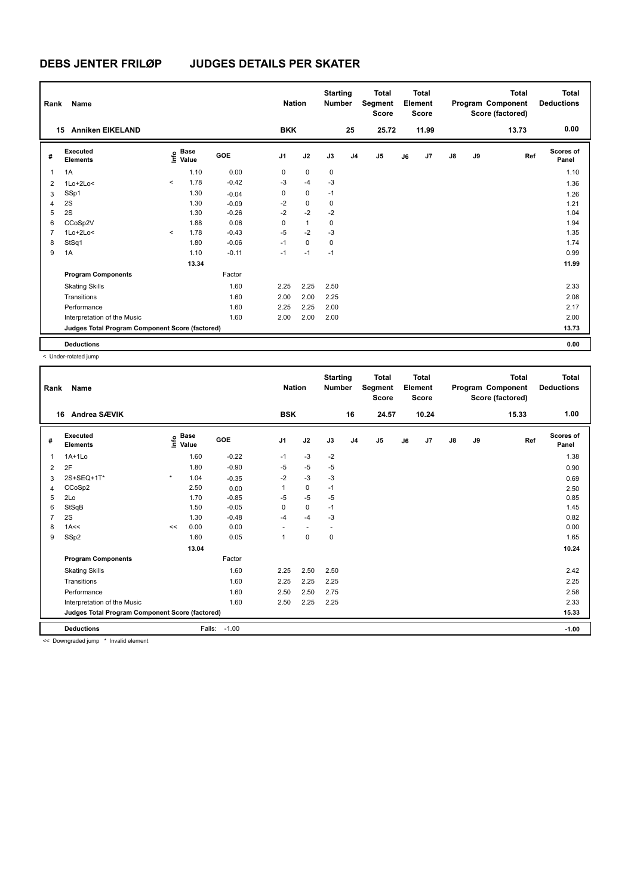# DEBS JENTER FRILØP JUDGES DETAILS PER SKATER

| Rank | Name | Nation | Starting Number | Total Segment Score | Total Element Score | Total Program Component Score (factored) | Total Deductions |
|---|---|---|---|---|---|---|---|
| 15 | Anniken EIKELAND | BKK | 25 | 25.72 | 11.99 | 13.73 | 0.00 |

| # | Executed Elements | Info | Base Value | GOE | J1 | J2 | J3 | J4 | J5 | J6 | J7 | J8 | J9 | Ref | Scores of Panel |
|---|---|---|---|---|---|---|---|---|---|---|---|---|---|---|---|
| 1 | 1A | | 1.10 | 0.00 | 0 | 0 | 0 | | | | | | | | 1.10 |
| 2 | 1Lo+2Lo< | < | 1.78 | -0.42 | -3 | -4 | -3 | | | | | | | | 1.36 |
| 3 | SSp1 | | 1.30 | -0.04 | 0 | 0 | -1 | | | | | | | | 1.26 |
| 4 | 2S | | 1.30 | -0.09 | -2 | 0 | 0 | | | | | | | | 1.21 |
| 5 | 2S | | 1.30 | -0.26 | -2 | -2 | -2 | | | | | | | | 1.04 |
| 6 | CCoSp2V | | 1.88 | 0.06 | 0 | 1 | 0 | | | | | | | | 1.94 |
| 7 | 1Lo+2Lo< | < | 1.78 | -0.43 | -5 | -2 | -3 | | | | | | | | 1.35 |
| 8 | StSq1 | | 1.80 | -0.06 | -1 | 0 | 0 | | | | | | | | 1.74 |
| 9 | 1A | | 1.10 | -0.11 | -1 | -1 | -1 | | | | | | | | 0.99 |
| | | | 13.34 | | | | | | | | | | | | 11.99 |
| | **Program Components** | | | Factor | | | | | | | | | | | |
| | Skating Skills | | | 1.60 | 2.25 | 2.25 | 2.50 | | | | | | | | 2.33 |
| | Transitions | | | 1.60 | 2.00 | 2.00 | 2.25 | | | | | | | | 2.08 |
| | Performance | | | 1.60 | 2.25 | 2.25 | 2.00 | | | | | | | | 2.17 |
| | Interpretation of the Music | | | 1.60 | 2.00 | 2.00 | 2.00 | | | | | | | | 2.00 |
| | **Judges Total Program Component Score (factored)** | | | | | | | | | | | | | | 13.73 |
| | **Deductions** | | | | | | | | | | | | | | 0.00 |

< Under-rotated jump

| Rank | Name | Nation | Starting Number | Total Segment Score | Total Element Score | Total Program Component Score (factored) | Total Deductions |
|---|---|---|---|---|---|---|---|
| 16 | Andrea SÆVIK | BSK | 16 | 24.57 | 10.24 | 15.33 | 1.00 |

| # | Executed Elements | Info | Base Value | GOE | J1 | J2 | J3 | J4 | J5 | J6 | J7 | J8 | J9 | Ref | Scores of Panel |
|---|---|---|---|---|---|---|---|---|---|---|---|---|---|---|---|
| 1 | 1A+1Lo | | 1.60 | -0.22 | -1 | -3 | -2 | | | | | | | | 1.38 |
| 2 | 2F | | 1.80 | -0.90 | -5 | -5 | -5 | | | | | | | | 0.90 |
| 3 | 2S+SEQ+1T* | * | 1.04 | -0.35 | -2 | -3 | -3 | | | | | | | | 0.69 |
| 4 | CCoSp2 | | 2.50 | 0.00 | 1 | 0 | -1 | | | | | | | | 2.50 |
| 5 | 2Lo | | 1.70 | -0.85 | -5 | -5 | -5 | | | | | | | | 0.85 |
| 6 | StSqB | | 1.50 | -0.05 | 0 | 0 | -1 | | | | | | | | 1.45 |
| 7 | 2S | | 1.30 | -0.48 | -4 | -4 | -3 | | | | | | | | 0.82 |
| 8 | 1A<< | << | 0.00 | 0.00 | - | - | - | | | | | | | | 0.00 |
| 9 | SSp2 | | 1.60 | 0.05 | 1 | 0 | 0 | | | | | | | | 1.65 |
| | | | 13.04 | | | | | | | | | | | | 10.24 |
| | **Program Components** | | | Factor | | | | | | | | | | | |
| | Skating Skills | | | 1.60 | 2.25 | 2.50 | 2.50 | | | | | | | | 2.42 |
| | Transitions | | | 1.60 | 2.25 | 2.25 | 2.25 | | | | | | | | 2.25 |
| | Performance | | | 1.60 | 2.50 | 2.50 | 2.75 | | | | | | | | 2.58 |
| | Interpretation of the Music | | | 1.60 | 2.50 | 2.25 | 2.25 | | | | | | | | 2.33 |
| | **Judges Total Program Component Score (factored)** | | | | | | | | | | | | | | 15.33 |
| | **Deductions** | | Falls: | -1.00 | | | | | | | | | | | -1.00 |

<< Downgraded jump * Invalid element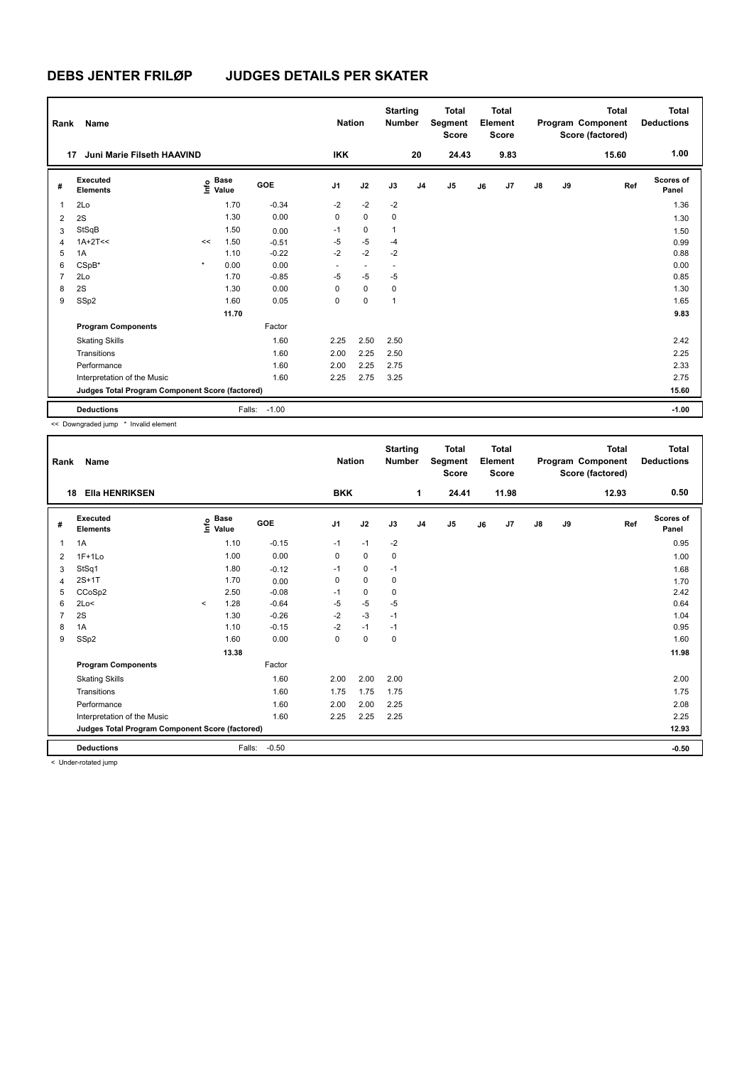# DEBS JENTER FRILØP JUDGES DETAILS PER SKATER

| Rank | Name | Nation | Starting Number | Total Segment Score | Total Element Score | Total Program Component Score (factored) | Total Deductions |
|---|---|---|---|---|---|---|---|
| 17 | Juni Marie Filseth HAAVIND | IKK | 20 | 24.43 | 9.83 | 15.60 | 1.00 |

| # | Executed Elements | Info | Base Value | GOE | J1 | J2 | J3 | J4 | J5 | J6 | J7 | J8 | J9 | Ref | Scores of Panel |
|---|---|---|---|---|---|---|---|---|---|---|---|---|---|---|---|
| 1 | 2Lo | | 1.70 | -0.34 | -2 | -2 | -2 | | | | | | | | 1.36 |
| 2 | 2S | | 1.30 | 0.00 | 0 | 0 | 0 | | | | | | | | 1.30 |
| 3 | StSqB | | 1.50 | 0.00 | -1 | 0 | 1 | | | | | | | | 1.50 |
| 4 | 1A+2T<< | << | 1.50 | -0.51 | -5 | -5 | -4 | | | | | | | | 0.99 |
| 5 | 1A | | 1.10 | -0.22 | -2 | -2 | -2 | | | | | | | | 0.88 |
| 6 | CSpB* | * | 0.00 | 0.00 | - | - | - | | | | | | | | 0.00 |
| 7 | 2Lo | | 1.70 | -0.85 | -5 | -5 | -5 | | | | | | | | 0.85 |
| 8 | 2S | | 1.30 | 0.00 | 0 | 0 | 0 | | | | | | | | 1.30 |
| 9 | SSp2 | | 1.60 | 0.05 | 0 | 0 | 1 | | | | | | | | 1.65 |
| | | | 11.70 | | | | | | | | | | | | 9.83 |
| | **Program Components** | | | Factor | | | | | | | | | | | |
| | Skating Skills | | | 1.60 | 2.25 | 2.50 | 2.50 | | | | | | | | 2.42 |
| | Transitions | | | 1.60 | 2.00 | 2.25 | 2.50 | | | | | | | | 2.25 |
| | Performance | | | 1.60 | 2.00 | 2.25 | 2.75 | | | | | | | | 2.33 |
| | Interpretation of the Music | | | 1.60 | 2.25 | 2.75 | 3.25 | | | | | | | | 2.75 |
| | **Judges Total Program Component Score (factored)** | | | | | | | | | | | | | | 15.60 |
| | **Deductions** | | Falls: | -1.00 | | | | | | | | | | | -1.00 |

<< Downgraded jump * Invalid element

| Rank | Name | Nation | Starting Number | Total Segment Score | Total Element Score | Total Program Component Score (factored) | Total Deductions |
|---|---|---|---|---|---|---|---|
| 18 | Ella HENRIKSEN | BKK | 1 | 24.41 | 11.98 | 12.93 | 0.50 |

| # | Executed Elements | Info | Base Value | GOE | J1 | J2 | J3 | J4 | J5 | J6 | J7 | J8 | J9 | Ref | Scores of Panel |
|---|---|---|---|---|---|---|---|---|---|---|---|---|---|---|---|
| 1 | 1A | | 1.10 | -0.15 | -1 | -1 | -2 | | | | | | | | 0.95 |
| 2 | 1F+1Lo | | 1.00 | 0.00 | 0 | 0 | 0 | | | | | | | | 1.00 |
| 3 | StSq1 | | 1.80 | -0.12 | -1 | 0 | -1 | | | | | | | | 1.68 |
| 4 | 2S+1T | | 1.70 | 0.00 | 0 | 0 | 0 | | | | | | | | 1.70 |
| 5 | CCoSp2 | | 2.50 | -0.08 | -1 | 0 | 0 | | | | | | | | 2.42 |
| 6 | 2Lo< | < | 1.28 | -0.64 | -5 | -5 | -5 | | | | | | | | 0.64 |
| 7 | 2S | | 1.30 | -0.26 | -2 | -3 | -1 | | | | | | | | 1.04 |
| 8 | 1A | | 1.10 | -0.15 | -2 | -1 | -1 | | | | | | | | 0.95 |
| 9 | SSp2 | | 1.60 | 0.00 | 0 | 0 | 0 | | | | | | | | 1.60 |
| | | | 13.38 | | | | | | | | | | | | 11.98 |
| | **Program Components** | | | Factor | | | | | | | | | | | |
| | Skating Skills | | | 1.60 | 2.00 | 2.00 | 2.00 | | | | | | | | 2.00 |
| | Transitions | | | 1.60 | 1.75 | 1.75 | 1.75 | | | | | | | | 1.75 |
| | Performance | | | 1.60 | 2.00 | 2.00 | 2.25 | | | | | | | | 2.08 |
| | Interpretation of the Music | | | 1.60 | 2.25 | 2.25 | 2.25 | | | | | | | | 2.25 |
| | **Judges Total Program Component Score (factored)** | | | | | | | | | | | | | | 12.93 |
| | **Deductions** | | Falls: | -0.50 | | | | | | | | | | | -0.50 |

< Under-rotated jump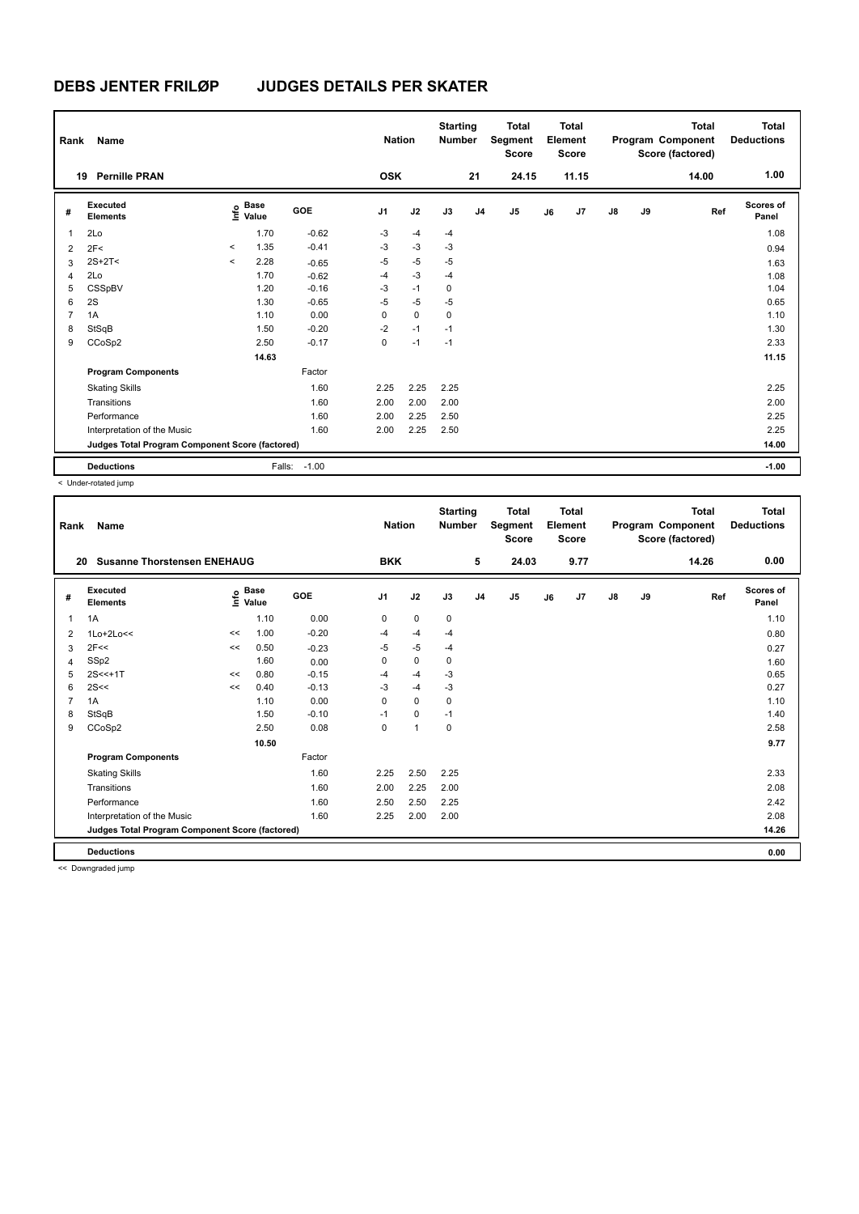# DEBS JENTER FRILØP JUDGES DETAILS PER SKATER

| Rank | Name | Nation | Starting Number | Total Segment Score | Total Element Score | Total Program Component Score (factored) | Total Deductions |
|---|---|---|---|---|---|---|---|
| 19 | Pernille PRAN | OSK | 21 | 24.15 | 11.15 | 14.00 | 1.00 |

| # | Executed Elements | Info | Base Value | GOE | J1 | J2 | J3 | J4 | J5 | J6 | J7 | J8 | J9 | Ref | Scores of Panel |
|---|---|---|---|---|---|---|---|---|---|---|---|---|---|---|---|
| 1 | 2Lo | | 1.70 | -0.62 | -3 | -4 | -4 | | | | | | | | 1.08 |
| 2 | 2F< | < | 1.35 | -0.41 | -3 | -3 | -3 | | | | | | | | 0.94 |
| 3 | 2S+2T< | < | 2.28 | -0.65 | -5 | -5 | -5 | | | | | | | | 1.63 |
| 4 | 2Lo | | 1.70 | -0.62 | -4 | -3 | -4 | | | | | | | | 1.08 |
| 5 | CSSpBV | | 1.20 | -0.16 | -3 | -1 | 0 | | | | | | | | 1.04 |
| 6 | 2S | | 1.30 | -0.65 | -5 | -5 | -5 | | | | | | | | 0.65 |
| 7 | 1A | | 1.10 | 0.00 | 0 | 0 | 0 | | | | | | | | 1.10 |
| 8 | StSqB | | 1.50 | -0.20 | -2 | -1 | -1 | | | | | | | | 1.30 |
| 9 | CCoSp2 | | 2.50 | -0.17 | 0 | -1 | -1 | | | | | | | | 2.33 |
| | | | 14.63 | | | | | | | | | | | | 11.15 |
| | **Program Components** | | | Factor | | | | | | | | | | | |
| | Skating Skills | | | 1.60 | 2.25 | 2.25 | 2.25 | | | | | | | | 2.25 |
| | Transitions | | | 1.60 | 2.00 | 2.00 | 2.00 | | | | | | | | 2.00 |
| | Performance | | | 1.60 | 2.00 | 2.25 | 2.50 | | | | | | | | 2.25 |
| | Interpretation of the Music | | | 1.60 | 2.00 | 2.25 | 2.50 | | | | | | | | 2.25 |
| | **Judges Total Program Component Score (factored)** | | | | | | | | | | | | | | 14.00 |
| | **Deductions** | | Falls: | -1.00 | | | | | | | | | | | -1.00 |

< Under-rotated jump

| Rank | Name | Nation | Starting Number | Total Segment Score | Total Element Score | Total Program Component Score (factored) | Total Deductions |
|---|---|---|---|---|---|---|---|
| 20 | Susanne Thorstensen ENEHAUG | BKK | 5 | 24.03 | 9.77 | 14.26 | 0.00 |

| # | Executed Elements | Info | Base Value | GOE | J1 | J2 | J3 | J4 | J5 | J6 | J7 | J8 | J9 | Ref | Scores of Panel |
|---|---|---|---|---|---|---|---|---|---|---|---|---|---|---|---|
| 1 | 1A | | 1.10 | 0.00 | 0 | 0 | 0 | | | | | | | | 1.10 |
| 2 | 1Lo+2Lo<< | << | 1.00 | -0.20 | -4 | -4 | -4 | | | | | | | | 0.80 |
| 3 | 2F<< | << | 0.50 | -0.23 | -5 | -5 | -4 | | | | | | | | 0.27 |
| 4 | SSp2 | | 1.60 | 0.00 | 0 | 0 | 0 | | | | | | | | 1.60 |
| 5 | 2S<<+1T | << | 0.80 | -0.15 | -4 | -4 | -3 | | | | | | | | 0.65 |
| 6 | 2S<< | << | 0.40 | -0.13 | -3 | -4 | -3 | | | | | | | | 0.27 |
| 7 | 1A | | 1.10 | 0.00 | 0 | 0 | 0 | | | | | | | | 1.10 |
| 8 | StSqB | | 1.50 | -0.10 | -1 | 0 | -1 | | | | | | | | 1.40 |
| 9 | CCoSp2 | | 2.50 | 0.08 | 0 | 1 | 0 | | | | | | | | 2.58 |
| | | | 10.50 | | | | | | | | | | | | 9.77 |
| | **Program Components** | | | Factor | | | | | | | | | | | |
| | Skating Skills | | | 1.60 | 2.25 | 2.50 | 2.25 | | | | | | | | 2.33 |
| | Transitions | | | 1.60 | 2.00 | 2.25 | 2.00 | | | | | | | | 2.08 |
| | Performance | | | 1.60 | 2.50 | 2.50 | 2.25 | | | | | | | | 2.42 |
| | Interpretation of the Music | | | 1.60 | 2.25 | 2.00 | 2.00 | | | | | | | | 2.08 |
| | **Judges Total Program Component Score (factored)** | | | | | | | | | | | | | | 14.26 |
| | **Deductions** | | | | | | | | | | | | | | 0.00 |

<< Downgraded jump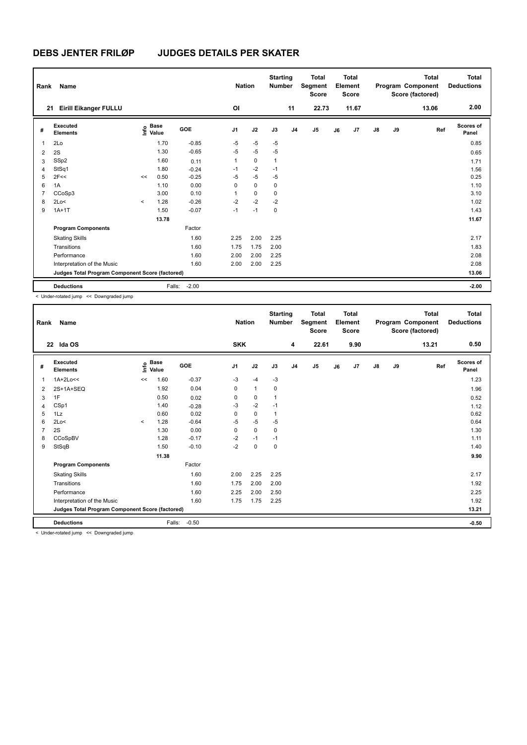# DEBS JENTER FRILØP JUDGES DETAILS PER SKATER

| Rank | Name | Nation | Starting Number | Total Segment Score | Total Element Score | Total Program Component Score (factored) | Total Deductions |
|---|---|---|---|---|---|---|---|
| 21 | Eirill Eikanger FULLU | OI | 11 | 22.73 | 11.67 | 13.06 | 2.00 |

| # | Executed Elements | Info | Base Value | GOE | J1 | J2 | J3 | J4 | J5 | J6 | J7 | J8 | J9 | Ref | Scores of Panel |
|---|---|---|---|---|---|---|---|---|---|---|---|---|---|---|---|
| 1 | 2Lo | | 1.70 | -0.85 | -5 | -5 | -5 | | | | | | | | 0.85 |
| 2 | 2S | | 1.30 | -0.65 | -5 | -5 | -5 | | | | | | | | 0.65 |
| 3 | SSp2 | | 1.60 | 0.11 | 1 | 0 | 1 | | | | | | | | 1.71 |
| 4 | StSq1 | | 1.80 | -0.24 | -1 | -2 | -1 | | | | | | | | 1.56 |
| 5 | 2F<< | << | 0.50 | -0.25 | -5 | -5 | -5 | | | | | | | | 0.25 |
| 6 | 1A | | 1.10 | 0.00 | 0 | 0 | 0 | | | | | | | | 1.10 |
| 7 | CCoSp3 | | 3.00 | 0.10 | 1 | 0 | 0 | | | | | | | | 3.10 |
| 8 | 2Lo< | < | 1.28 | -0.26 | -2 | -2 | -2 | | | | | | | | 1.02 |
| 9 | 1A+1T | | 1.50 | -0.07 | -1 | -1 | 0 | | | | | | | | 1.43 |
| | | | 13.78 | | | | | | | | | | | | 11.67 |
| | **Program Components** | | | Factor | | | | | | | | | | | |
| | Skating Skills | | | 1.60 | 2.25 | 2.00 | 2.25 | | | | | | | | 2.17 |
| | Transitions | | | 1.60 | 1.75 | 1.75 | 2.00 | | | | | | | | 1.83 |
| | Performance | | | 1.60 | 2.00 | 2.00 | 2.25 | | | | | | | | 2.08 |
| | Interpretation of the Music | | | 1.60 | 2.00 | 2.00 | 2.25 | | | | | | | | 2.08 |
| | **Judges Total Program Component Score (factored)** | | | | | | | | | | | | | | 13.06 |
| | **Deductions** | | Falls: | -2.00 | | | | | | | | | | | -2.00 |

< Under-rotated jump << Downgraded jump

| Rank | Name | Nation | Starting Number | Total Segment Score | Total Element Score | Total Program Component Score (factored) | Total Deductions |
|---|---|---|---|---|---|---|---|
| 22 | Ida OS | SKK | 4 | 22.61 | 9.90 | 13.21 | 0.50 |

| # | Executed Elements | Info | Base Value | GOE | J1 | J2 | J3 | J4 | J5 | J6 | J7 | J8 | J9 | Ref | Scores of Panel |
|---|---|---|---|---|---|---|---|---|---|---|---|---|---|---|---|
| 1 | 1A+2Lo<< | << | 1.60 | -0.37 | -3 | -4 | -3 | | | | | | | | 1.23 |
| 2 | 2S+1A+SEQ | | 1.92 | 0.04 | 0 | 1 | 0 | | | | | | | | 1.96 |
| 3 | 1F | | 0.50 | 0.02 | 0 | 0 | 1 | | | | | | | | 0.52 |
| 4 | CSp1 | | 1.40 | -0.28 | -3 | -2 | -1 | | | | | | | | 1.12 |
| 5 | 1Lz | | 0.60 | 0.02 | 0 | 0 | 1 | | | | | | | | 0.62 |
| 6 | 2Lo< | < | 1.28 | -0.64 | -5 | -5 | -5 | | | | | | | | 0.64 |
| 7 | 2S | | 1.30 | 0.00 | 0 | 0 | 0 | | | | | | | | 1.30 |
| 8 | CCoSpBV | | 1.28 | -0.17 | -2 | -1 | -1 | | | | | | | | 1.11 |
| 9 | StSqB | | 1.50 | -0.10 | -2 | 0 | 0 | | | | | | | | 1.40 |
| | | | 11.38 | | | | | | | | | | | | 9.90 |
| | **Program Components** | | | Factor | | | | | | | | | | | |
| | Skating Skills | | | 1.60 | 2.00 | 2.25 | 2.25 | | | | | | | | 2.17 |
| | Transitions | | | 1.60 | 1.75 | 2.00 | 2.00 | | | | | | | | 1.92 |
| | Performance | | | 1.60 | 2.25 | 2.00 | 2.50 | | | | | | | | 2.25 |
| | Interpretation of the Music | | | 1.60 | 1.75 | 1.75 | 2.25 | | | | | | | | 1.92 |
| | **Judges Total Program Component Score (factored)** | | | | | | | | | | | | | | 13.21 |
| | **Deductions** | | Falls: | -0.50 | | | | | | | | | | | -0.50 |

< Under-rotated jump << Downgraded jump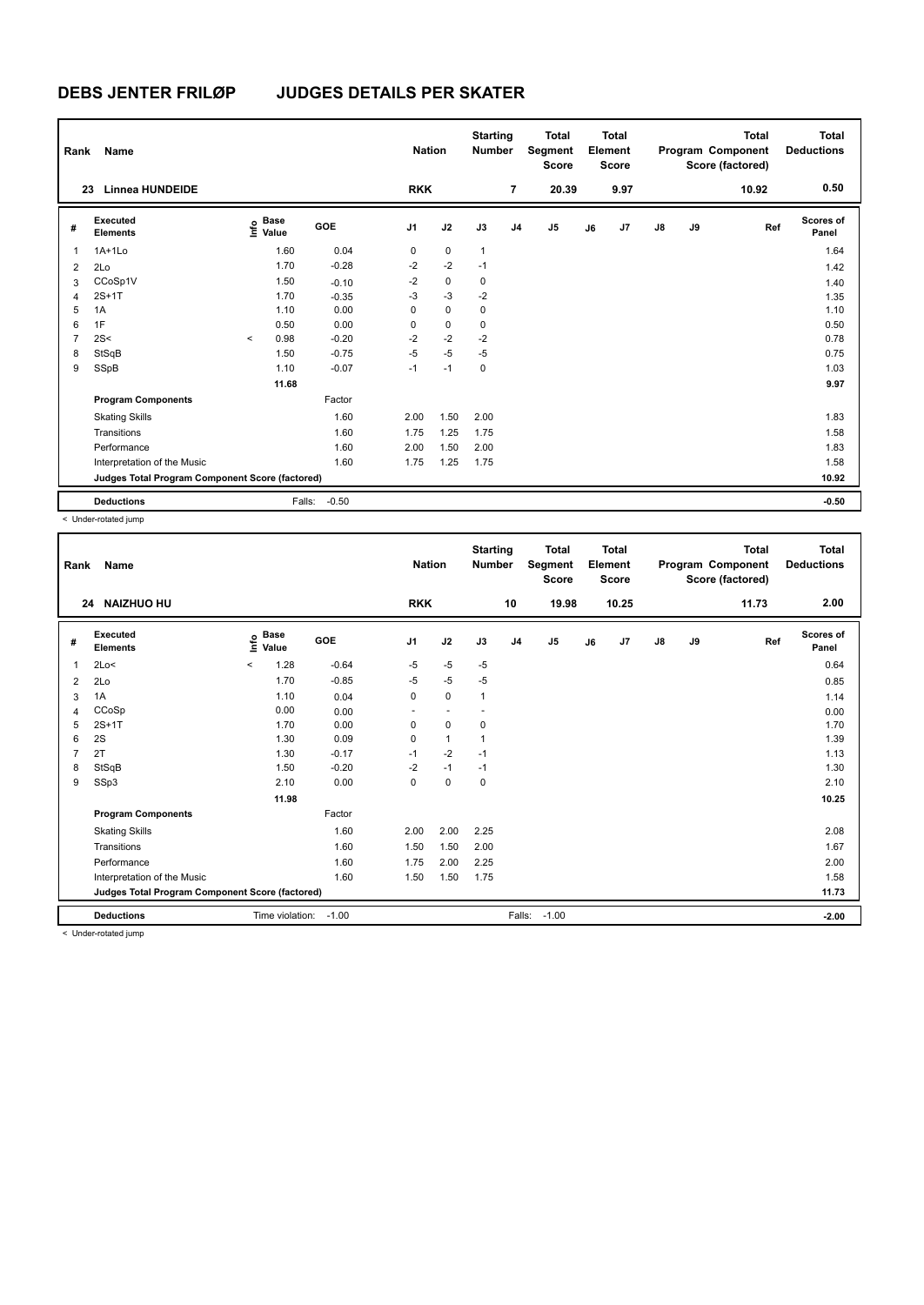# DEBS JENTER FRILØP    JUDGES DETAILS PER SKATER

| Rank | Name | Nation | Starting Number | Total Segment Score | Total Element Score | Total Program Component Score (factored) | Total Deductions |
|---|---|---|---|---|---|---|---|
| 23 | Linnea HUNDEIDE | RKK | 7 | 20.39 | 9.97 | 10.92 | 0.50 |

| # | Executed Elements | Info | Base Value | GOE | J1 | J2 | J3 | J4 | J5 | J6 | J7 | J8 | J9 | Ref | Scores of Panel |
|---|---|---|---|---|---|---|---|---|---|---|---|---|---|---|---|
| 1 | 1A+1Lo | | 1.60 | 0.04 | 0 | 0 | 1 | | | | | | | | 1.64 |
| 2 | 2Lo | | 1.70 | -0.28 | -2 | -2 | -1 | | | | | | | | 1.42 |
| 3 | CCoSp1V | | 1.50 | -0.10 | -2 | 0 | 0 | | | | | | | | 1.40 |
| 4 | 2S+1T | | 1.70 | -0.35 | -3 | -3 | -2 | | | | | | | | 1.35 |
| 5 | 1A | | 1.10 | 0.00 | 0 | 0 | 0 | | | | | | | | 1.10 |
| 6 | 1F | | 0.50 | 0.00 | 0 | 0 | 0 | | | | | | | | 0.50 |
| 7 | 2S< | < | 0.98 | -0.20 | -2 | -2 | -2 | | | | | | | | 0.78 |
| 8 | StSqB | | 1.50 | -0.75 | -5 | -5 | -5 | | | | | | | | 0.75 |
| 9 | SSpB | | 1.10 | -0.07 | -1 | -1 | 0 | | | | | | | | 1.03 |
| | | | 11.68 | | | | | | | | | | | | 9.97 |
| | **Program Components** | | | Factor | | | | | | | | | | | |
| | Skating Skills | | | 1.60 | 2.00 | 1.50 | 2.00 | | | | | | | | 1.83 |
| | Transitions | | | 1.60 | 1.75 | 1.25 | 1.75 | | | | | | | | 1.58 |
| | Performance | | | 1.60 | 2.00 | 1.50 | 2.00 | | | | | | | | 1.83 |
| | Interpretation of the Music | | | 1.60 | 1.75 | 1.25 | 1.75 | | | | | | | | 1.58 |
| | **Judges Total Program Component Score (factored)** | | | | | | | | | | | | | | 10.92 |
| | **Deductions** | | Falls: | -0.50 | | | | | | | | | | | -0.50 |

< Under-rotated jump

| Rank | Name | Nation | Starting Number | Total Segment Score | Total Element Score | Total Program Component Score (factored) | Total Deductions |
|---|---|---|---|---|---|---|---|
| 24 | NAIZHUO HU | RKK | 10 | 19.98 | 10.25 | 11.73 | 2.00 |

| # | Executed Elements | Info | Base Value | GOE | J1 | J2 | J3 | J4 | J5 | J6 | J7 | J8 | J9 | Ref | Scores of Panel |
|---|---|---|---|---|---|---|---|---|---|---|---|---|---|---|---|
| 1 | 2Lo< | < | 1.28 | -0.64 | -5 | -5 | -5 | | | | | | | | 0.64 |
| 2 | 2Lo | | 1.70 | -0.85 | -5 | -5 | -5 | | | | | | | | 0.85 |
| 3 | 1A | | 1.10 | 0.04 | 0 | 0 | 1 | | | | | | | | 1.14 |
| 4 | CCoSp | | 0.00 | 0.00 | - | - | - | | | | | | | | 0.00 |
| 5 | 2S+1T | | 1.70 | 0.00 | 0 | 0 | 0 | | | | | | | | 1.70 |
| 6 | 2S | | 1.30 | 0.09 | 0 | 1 | 1 | | | | | | | | 1.39 |
| 7 | 2T | | 1.30 | -0.17 | -1 | -2 | -1 | | | | | | | | 1.13 |
| 8 | StSqB | | 1.50 | -0.20 | -2 | -1 | -1 | | | | | | | | 1.30 |
| 9 | SSp3 | | 2.10 | 0.00 | 0 | 0 | 0 | | | | | | | | 2.10 |
| | | | 11.98 | | | | | | | | | | | | 10.25 |
| | **Program Components** | | | Factor | | | | | | | | | | | |
| | Skating Skills | | | 1.60 | 2.00 | 2.00 | 2.25 | | | | | | | | 2.08 |
| | Transitions | | | 1.60 | 1.50 | 1.50 | 2.00 | | | | | | | | 1.67 |
| | Performance | | | 1.60 | 1.75 | 2.00 | 2.25 | | | | | | | | 2.00 |
| | Interpretation of the Music | | | 1.60 | 1.50 | 1.50 | 1.75 | | | | | | | | 1.58 |
| | **Judges Total Program Component Score (factored)** | | | | | | | | | | | | | | 11.73 |
| | **Deductions** | | Time violation: | -1.00 | | | | Falls: | -1.00 | | | | | | -2.00 |

< Under-rotated jump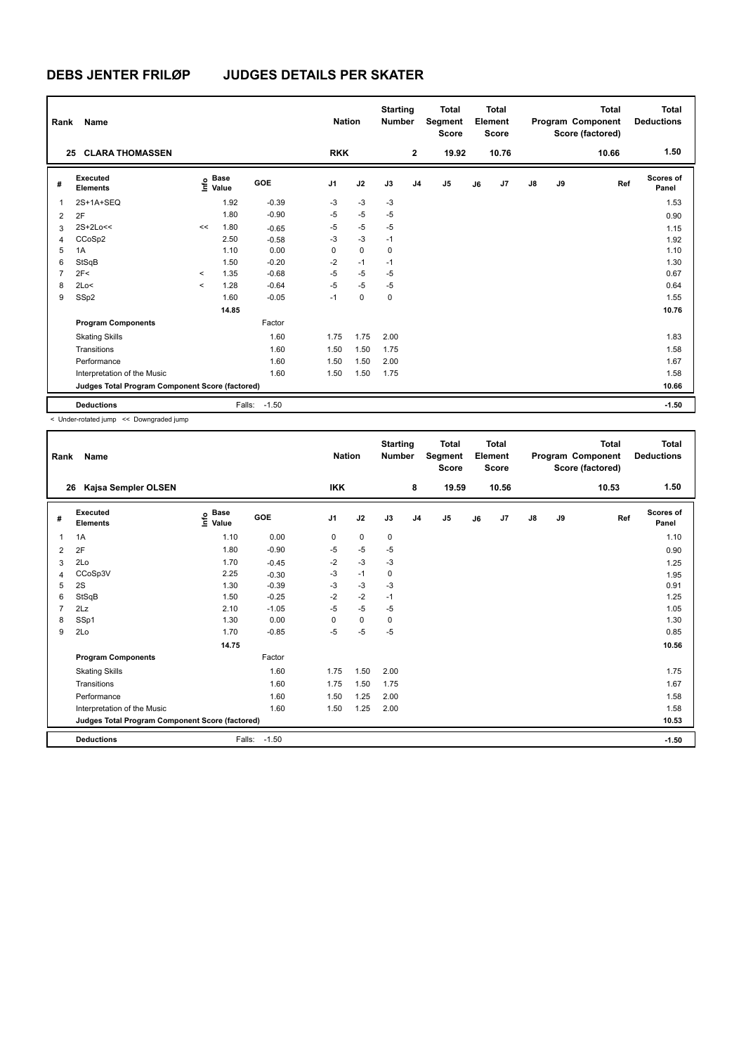# DEBS JENTER FRILØP JUDGES DETAILS PER SKATER

| Rank | Name | Nation | Starting Number | Total Segment Score | Total Element Score | Total Program Component Score (factored) | Total Deductions |
|---|---|---|---|---|---|---|---|
| 25 | CLARA THOMASSEN | RKK | 2 | 19.92 | 10.76 | 10.66 | 1.50 |

| # | Executed Elements | Info | Base Value | GOE | J1 | J2 | J3 | J4 | J5 | J6 | J7 | J8 | J9 | Ref | Scores of Panel |
|---|---|---|---|---|---|---|---|---|---|---|---|---|---|---|---|
| 1 | 2S+1A+SEQ | | 1.92 | -0.39 | -3 | -3 | -3 | | | | | | | | 1.53 |
| 2 | 2F | | 1.80 | -0.90 | -5 | -5 | -5 | | | | | | | | 0.90 |
| 3 | 2S+2Lo<< | << | 1.80 | -0.65 | -5 | -5 | -5 | | | | | | | | 1.15 |
| 4 | CCoSp2 | | 2.50 | -0.58 | -3 | -3 | -1 | | | | | | | | 1.92 |
| 5 | 1A | | 1.10 | 0.00 | 0 | 0 | 0 | | | | | | | | 1.10 |
| 6 | StSqB | | 1.50 | -0.20 | -2 | -1 | -1 | | | | | | | | 1.30 |
| 7 | 2F< | < | 1.35 | -0.68 | -5 | -5 | -5 | | | | | | | | 0.67 |
| 8 | 2Lo< | < | 1.28 | -0.64 | -5 | -5 | -5 | | | | | | | | 0.64 |
| 9 | SSp2 | | 1.60 | -0.05 | -1 | 0 | 0 | | | | | | | | 1.55 |
| | | | 14.85 | | | | | | | | | | | | 10.76 |
| | **Program Components** | | | Factor | | | | | | | | | | | |
| | Skating Skills | | | 1.60 | 1.75 | 1.75 | 2.00 | | | | | | | | 1.83 |
| | Transitions | | | 1.60 | 1.50 | 1.50 | 1.75 | | | | | | | | 1.58 |
| | Performance | | | 1.60 | 1.50 | 1.50 | 2.00 | | | | | | | | 1.67 |
| | Interpretation of the Music | | | 1.60 | 1.50 | 1.50 | 1.75 | | | | | | | | 1.58 |
| | **Judges Total Program Component Score (factored)** | | | | | | | | | | | | | | 10.66 |
| | **Deductions** | | Falls: | -1.50 | | | | | | | | | | | -1.50 |

< Under-rotated jump << Downgraded jump

| Rank | Name | Nation | Starting Number | Total Segment Score | Total Element Score | Total Program Component Score (factored) | Total Deductions |
|---|---|---|---|---|---|---|---|
| 26 | Kajsa Sempler OLSEN | IKK | 8 | 19.59 | 10.56 | 10.53 | 1.50 |

| # | Executed Elements | Info | Base Value | GOE | J1 | J2 | J3 | J4 | J5 | J6 | J7 | J8 | J9 | Ref | Scores of Panel |
|---|---|---|---|---|---|---|---|---|---|---|---|---|---|---|---|
| 1 | 1A | | 1.10 | 0.00 | 0 | 0 | 0 | | | | | | | | 1.10 |
| 2 | 2F | | 1.80 | -0.90 | -5 | -5 | -5 | | | | | | | | 0.90 |
| 3 | 2Lo | | 1.70 | -0.45 | -2 | -3 | -3 | | | | | | | | 1.25 |
| 4 | CCoSp3V | | 2.25 | -0.30 | -3 | -1 | 0 | | | | | | | | 1.95 |
| 5 | 2S | | 1.30 | -0.39 | -3 | -3 | -3 | | | | | | | | 0.91 |
| 6 | StSqB | | 1.50 | -0.25 | -2 | -2 | -1 | | | | | | | | 1.25 |
| 7 | 2Lz | | 2.10 | -1.05 | -5 | -5 | -5 | | | | | | | | 1.05 |
| 8 | SSp1 | | 1.30 | 0.00 | 0 | 0 | 0 | | | | | | | | 1.30 |
| 9 | 2Lo | | 1.70 | -0.85 | -5 | -5 | -5 | | | | | | | | 0.85 |
| | | | 14.75 | | | | | | | | | | | | 10.56 |
| | **Program Components** | | | Factor | | | | | | | | | | | |
| | Skating Skills | | | 1.60 | 1.75 | 1.50 | 2.00 | | | | | | | | 1.75 |
| | Transitions | | | 1.60 | 1.75 | 1.50 | 1.75 | | | | | | | | 1.67 |
| | Performance | | | 1.60 | 1.50 | 1.25 | 2.00 | | | | | | | | 1.58 |
| | Interpretation of the Music | | | 1.60 | 1.50 | 1.25 | 2.00 | | | | | | | | 1.58 |
| | **Judges Total Program Component Score (factored)** | | | | | | | | | | | | | | 10.53 |
| | **Deductions** | | Falls: | -1.50 | | | | | | | | | | | -1.50 |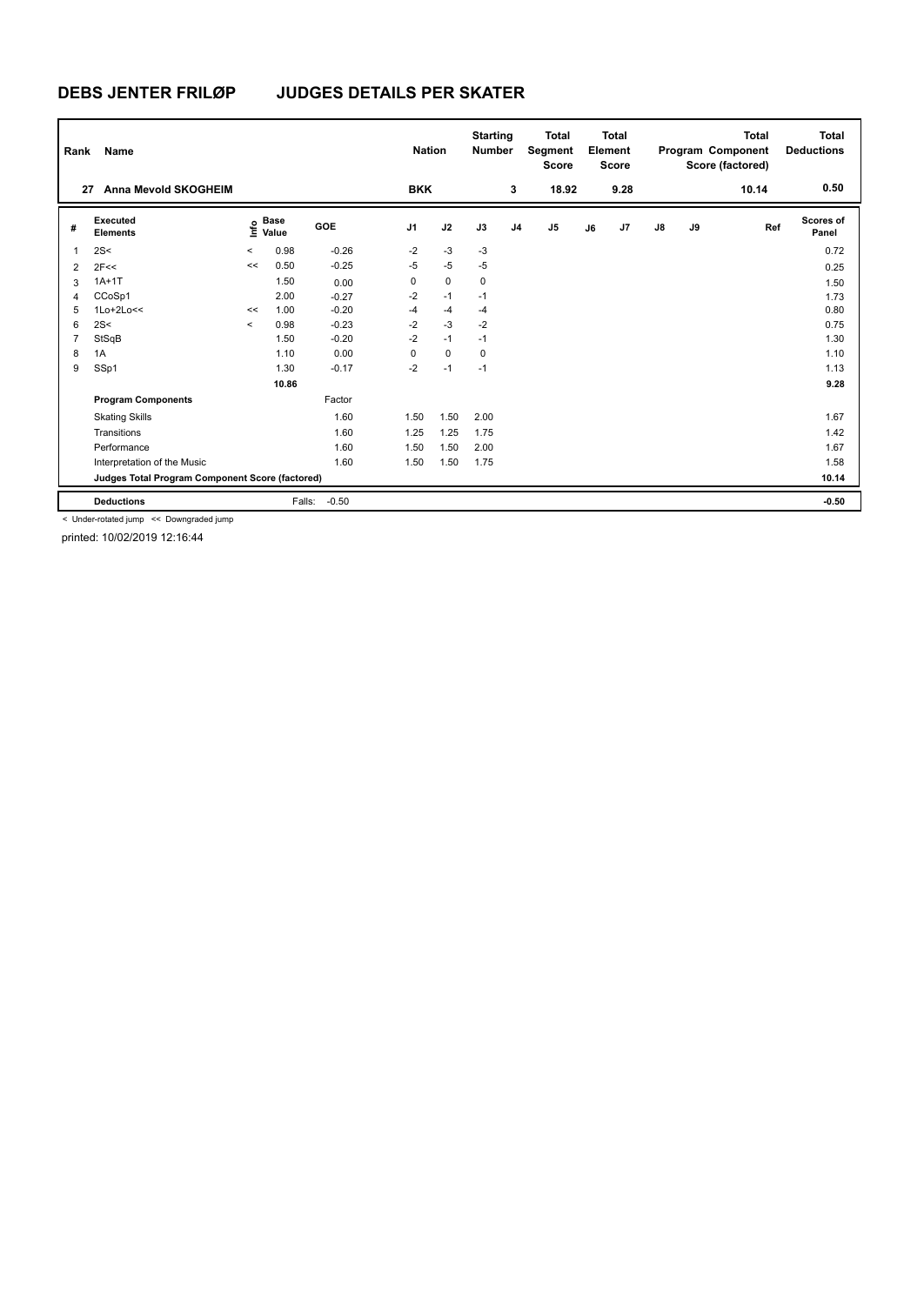# DEBS JENTER FRILØP JUDGES DETAILS PER SKATER

| Rank | Name | Nation | Starting Number | Total Segment Score | Total Element Score | Total Program Component Score (factored) | Total Deductions |
|---|---|---|---|---|---|---|---|
| 27 | Anna Mevold SKOGHEIM | BKK | 3 | 18.92 | 9.28 | 10.14 | 0.50 |

| # | Executed Elements | Info | Base Value | GOE | J1 | J2 | J3 | J4 | J5 | J6 | J7 | J8 | J9 | Ref | Scores of Panel |
|---|---|---|---|---|---|---|---|---|---|---|---|---|---|---|---|
| 1 | 2S< | < | 0.98 | -0.26 | -2 | -3 | -3 | | | | | | | | 0.72 |
| 2 | 2F<< | << | 0.50 | -0.25 | -5 | -5 | -5 | | | | | | | | 0.25 |
| 3 | 1A+1T | | 1.50 | 0.00 | 0 | 0 | 0 | | | | | | | | 1.50 |
| 4 | CCoSp1 | | 2.00 | -0.27 | -2 | -1 | -1 | | | | | | | | 1.73 |
| 5 | 1Lo+2Lo<< | << | 1.00 | -0.20 | -4 | -4 | -4 | | | | | | | | 0.80 |
| 6 | 2S< | < | 0.98 | -0.23 | -2 | -3 | -2 | | | | | | | | 0.75 |
| 7 | StSqB | | 1.50 | -0.20 | -2 | -1 | -1 | | | | | | | | 1.30 |
| 8 | 1A | | 1.10 | 0.00 | 0 | 0 | 0 | | | | | | | | 1.10 |
| 9 | SSp1 | | 1.30 | -0.17 | -2 | -1 | -1 | | | | | | | | 1.13 |
| | | | 10.86 | | | | | | | | | | | | 9.28 |
| | **Program Components** | | | Factor | | | | | | | | | | | |
| | Skating Skills | | | 1.60 | 1.50 | 1.50 | 2.00 | | | | | | | | 1.67 |
| | Transitions | | | 1.60 | 1.25 | 1.25 | 1.75 | | | | | | | | 1.42 |
| | Performance | | | 1.60 | 1.50 | 1.50 | 2.00 | | | | | | | | 1.67 |
| | Interpretation of the Music | | | 1.60 | 1.50 | 1.50 | 1.75 | | | | | | | | 1.58 |
| | **Judges Total Program Component Score (factored)** | | | | | | | | | | | | | | 10.14 |
| | **Deductions** | | Falls: | -0.50 | | | | | | | | | | | -0.50 |

< Under-rotated jump << Downgraded jump

printed: 10/02/2019 12:16:44